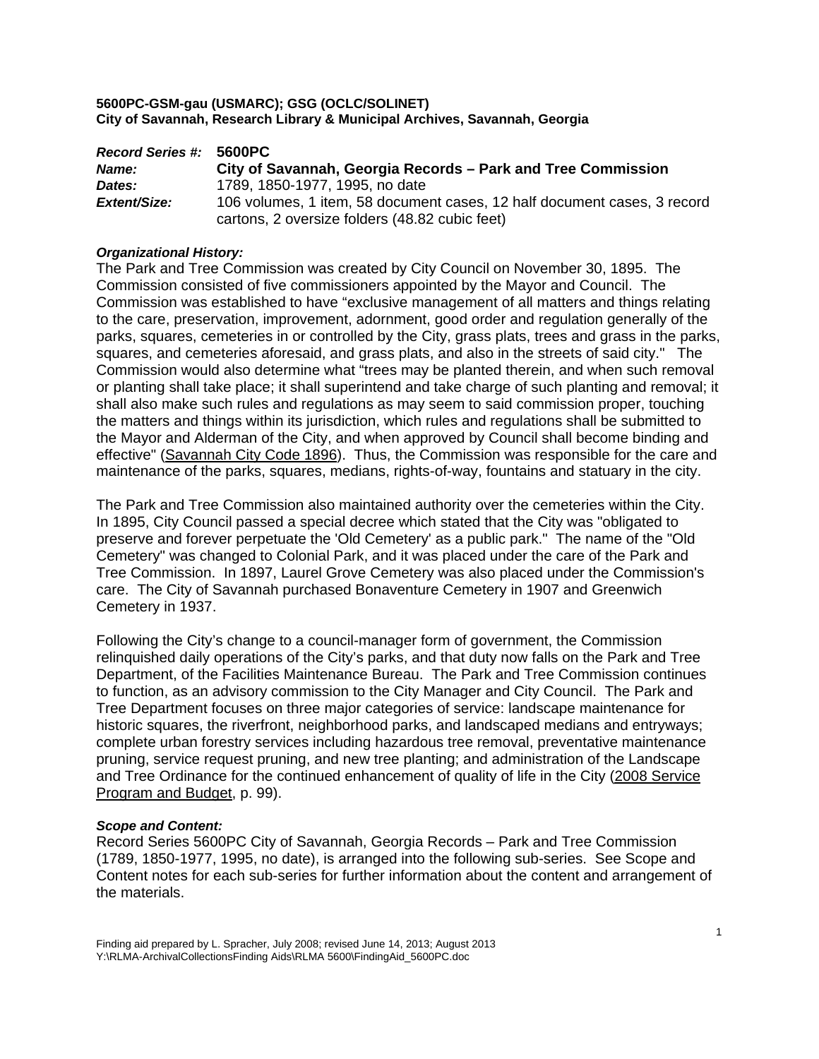**5600PC-GSM-gau (USMARC); GSG (OCLC/SOLINET)**
**City of Savannah, Research Library & Municipal Archives, Savannah, Georgia**

| | |
|---|---|
| ***Record Series #:*** | **5600PC** |
| ***Name:*** | **City of Savannah, Georgia Records – Park and Tree Commission** |
| ***Dates:*** | 1789, 1850-1977, 1995, no date |
| ***Extent/Size:*** | 106 volumes, 1 item, 58 document cases, 12 half document cases, 3 record cartons, 2 oversize folders (48.82 cubic feet) |

***Organizational History:***

The Park and Tree Commission was created by City Council on November 30, 1895. The Commission consisted of five commissioners appointed by the Mayor and Council. The Commission was established to have "exclusive management of all matters and things relating to the care, preservation, improvement, adornment, good order and regulation generally of the parks, squares, cemeteries in or controlled by the City, grass plats, trees and grass in the parks, squares, and cemeteries aforesaid, and grass plats, and also in the streets of said city." The Commission would also determine what "trees may be planted therein, and when such removal or planting shall take place; it shall superintend and take charge of such planting and removal; it shall also make such rules and regulations as may seem to said commission proper, touching the matters and things within its jurisdiction, which rules and regulations shall be submitted to the Mayor and Alderman of the City, and when approved by Council shall become binding and effective" (Savannah City Code 1896). Thus, the Commission was responsible for the care and maintenance of the parks, squares, medians, rights-of-way, fountains and statuary in the city.

The Park and Tree Commission also maintained authority over the cemeteries within the City. In 1895, City Council passed a special decree which stated that the City was "obligated to preserve and forever perpetuate the 'Old Cemetery' as a public park." The name of the "Old Cemetery" was changed to Colonial Park, and it was placed under the care of the Park and Tree Commission. In 1897, Laurel Grove Cemetery was also placed under the Commission's care. The City of Savannah purchased Bonaventure Cemetery in 1907 and Greenwich Cemetery in 1937.

Following the City's change to a council-manager form of government, the Commission relinquished daily operations of the City's parks, and that duty now falls on the Park and Tree Department, of the Facilities Maintenance Bureau. The Park and Tree Commission continues to function, as an advisory commission to the City Manager and City Council. The Park and Tree Department focuses on three major categories of service: landscape maintenance for historic squares, the riverfront, neighborhood parks, and landscaped medians and entryways; complete urban forestry services including hazardous tree removal, preventative maintenance pruning, service request pruning, and new tree planting; and administration of the Landscape and Tree Ordinance for the continued enhancement of quality of life in the City (2008 Service Program and Budget, p. 99).

***Scope and Content:***

Record Series 5600PC City of Savannah, Georgia Records – Park and Tree Commission (1789, 1850-1977, 1995, no date), is arranged into the following sub-series. See Scope and Content notes for each sub-series for further information about the content and arrangement of the materials.

Finding aid prepared by L. Spracher, July 2008; revised June 14, 2013; August 2013
Y:\RLMA-ArchivalCollectionsFinding Aids\RLMA 5600\FindingAid_5600PC.doc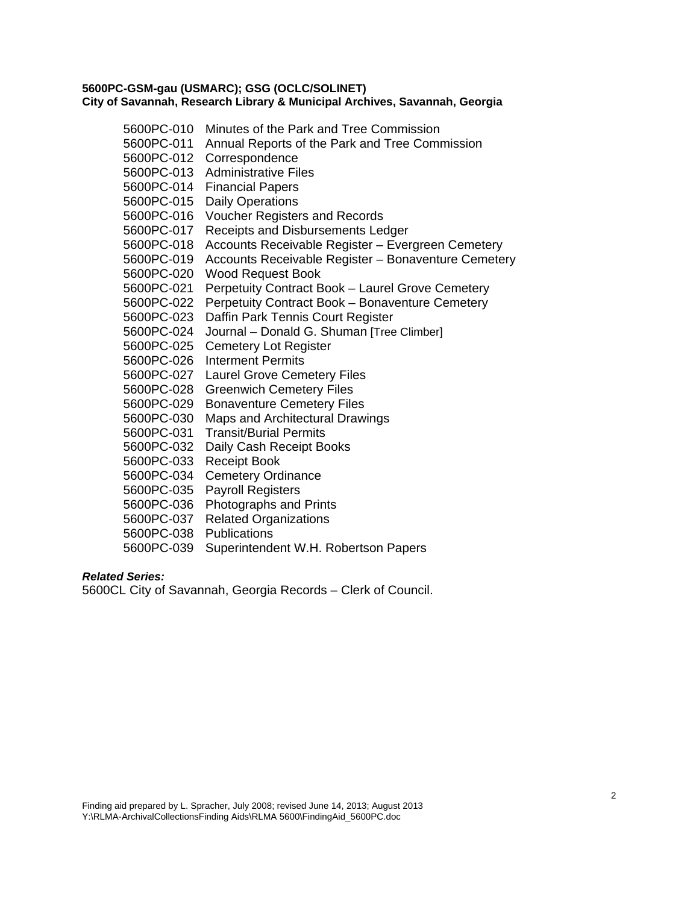**5600PC-GSM-gau (USMARC); GSG (OCLC/SOLINET)**
**City of Savannah, Research Library & Municipal Archives, Savannah, Georgia**

| | |
|---|---|
| 5600PC-010 | Minutes of the Park and Tree Commission |
| 5600PC-011 | Annual Reports of the Park and Tree Commission |
| 5600PC-012 | Correspondence |
| 5600PC-013 | Administrative Files |
| 5600PC-014 | Financial Papers |
| 5600PC-015 | Daily Operations |
| 5600PC-016 | Voucher Registers and Records |
| 5600PC-017 | Receipts and Disbursements Ledger |
| 5600PC-018 | Accounts Receivable Register – Evergreen Cemetery |
| 5600PC-019 | Accounts Receivable Register – Bonaventure Cemetery |
| 5600PC-020 | Wood Request Book |
| 5600PC-021 | Perpetuity Contract Book – Laurel Grove Cemetery |
| 5600PC-022 | Perpetuity Contract Book – Bonaventure Cemetery |
| 5600PC-023 | Daffin Park Tennis Court Register |
| 5600PC-024 | Journal – Donald G. Shuman [Tree Climber] |
| 5600PC-025 | Cemetery Lot Register |
| 5600PC-026 | Interment Permits |
| 5600PC-027 | Laurel Grove Cemetery Files |
| 5600PC-028 | Greenwich Cemetery Files |
| 5600PC-029 | Bonaventure Cemetery Files |
| 5600PC-030 | Maps and Architectural Drawings |
| 5600PC-031 | Transit/Burial Permits |
| 5600PC-032 | Daily Cash Receipt Books |
| 5600PC-033 | Receipt Book |
| 5600PC-034 | Cemetery Ordinance |
| 5600PC-035 | Payroll Registers |
| 5600PC-036 | Photographs and Prints |
| 5600PC-037 | Related Organizations |
| 5600PC-038 | Publications |
| 5600PC-039 | Superintendent W.H. Robertson Papers |

***Related Series:***
5600CL City of Savannah, Georgia Records – Clerk of Council.

Finding aid prepared by L. Spracher, July 2008; revised June 14, 2013; August 2013
Y:\RLMA-ArchivalCollectionsFinding Aids\RLMA 5600\FindingAid_5600PC.doc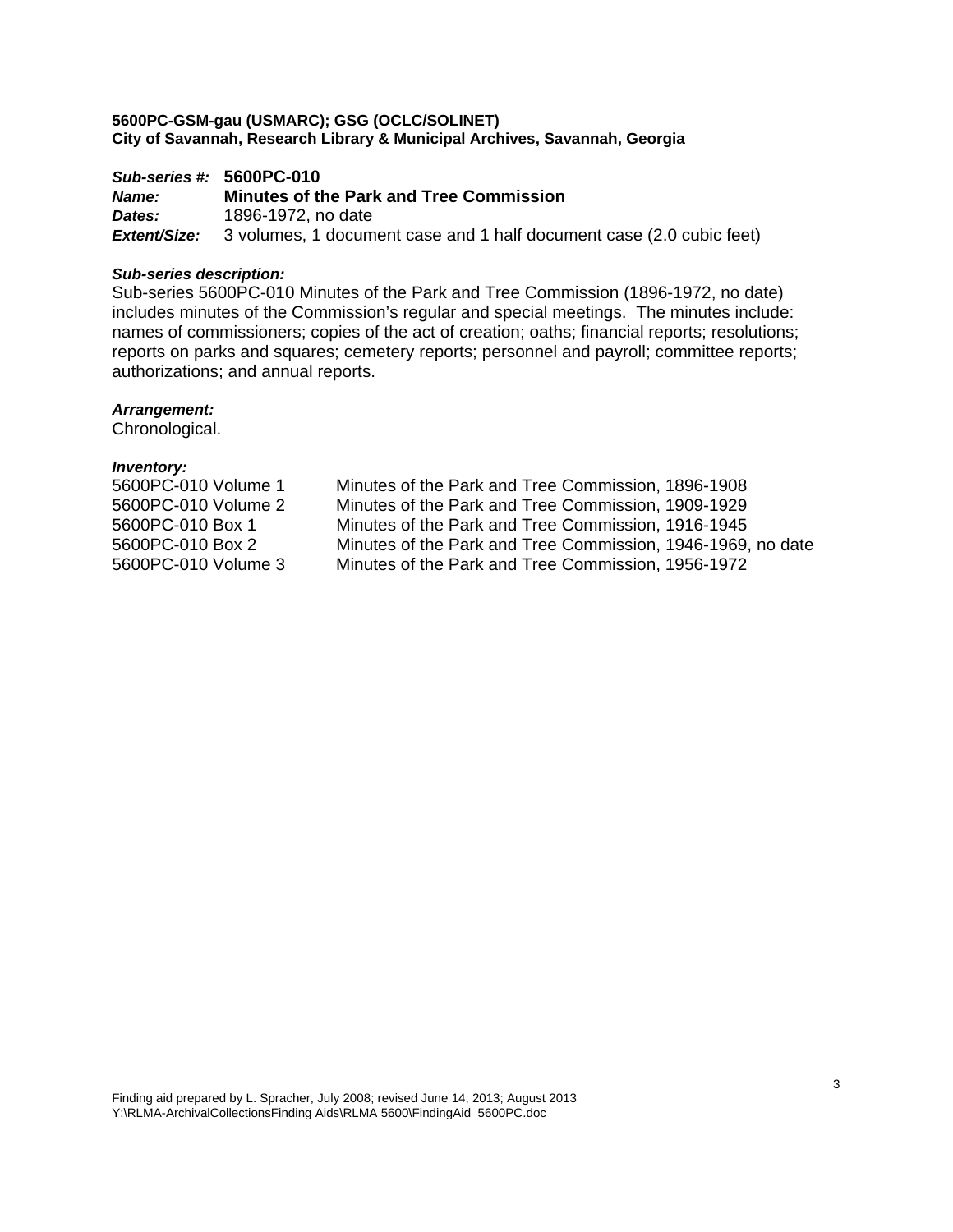**5600PC-GSM-gau (USMARC); GSG (OCLC/SOLINET)**
**City of Savannah, Research Library & Municipal Archives, Savannah, Georgia**

***Sub-series #:*** **5600PC-010**
***Name:*** **Minutes of the Park and Tree Commission**
***Dates:*** 1896-1972, no date
***Extent/Size:*** 3 volumes, 1 document case and 1 half document case (2.0 cubic feet)

***Sub-series description:***
Sub-series 5600PC-010 Minutes of the Park and Tree Commission (1896-1972, no date) includes minutes of the Commission's regular and special meetings. The minutes include: names of commissioners; copies of the act of creation; oaths; financial reports; resolutions; reports on parks and squares; cemetery reports; personnel and payroll; committee reports; authorizations; and annual reports.

***Arrangement:***
Chronological.

***Inventory:***

| | |
|---|---|
| 5600PC-010 Volume 1 | Minutes of the Park and Tree Commission, 1896-1908 |
| 5600PC-010 Volume 2 | Minutes of the Park and Tree Commission, 1909-1929 |
| 5600PC-010 Box 1 | Minutes of the Park and Tree Commission, 1916-1945 |
| 5600PC-010 Box 2 | Minutes of the Park and Tree Commission, 1946-1969, no date |
| 5600PC-010 Volume 3 | Minutes of the Park and Tree Commission, 1956-1972 |

Finding aid prepared by L. Spracher, July 2008; revised June 14, 2013; August 2013
Y:\RLMA-ArchivalCollectionsFinding Aids\RLMA 5600\FindingAid_5600PC.doc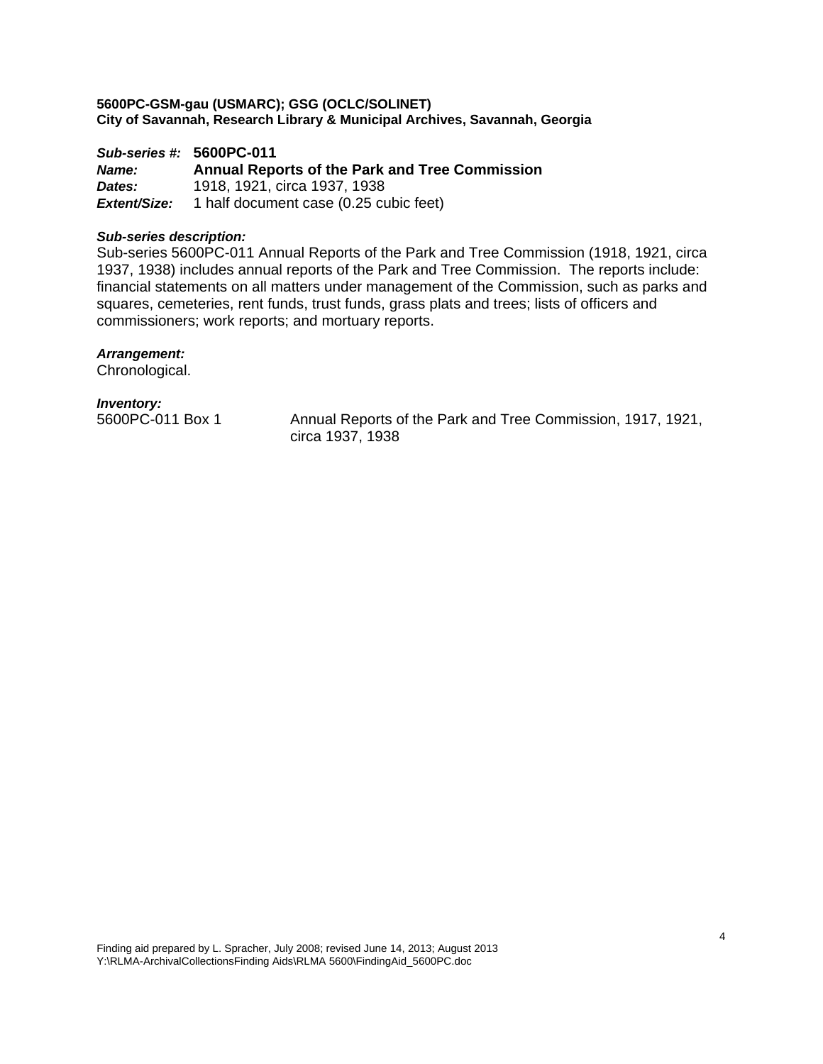**5600PC-GSM-gau (USMARC); GSG (OCLC/SOLINET)**
**City of Savannah, Research Library & Municipal Archives, Savannah, Georgia**

***Sub-series #:*** **5600PC-011**
***Name:*** **Annual Reports of the Park and Tree Commission**
***Dates:*** 1918, 1921, circa 1937, 1938
***Extent/Size:*** 1 half document case (0.25 cubic feet)

***Sub-series description:***
Sub-series 5600PC-011 Annual Reports of the Park and Tree Commission (1918, 1921, circa 1937, 1938) includes annual reports of the Park and Tree Commission. The reports include: financial statements on all matters under management of the Commission, such as parks and squares, cemeteries, rent funds, trust funds, grass plats and trees; lists of officers and commissioners; work reports; and mortuary reports.

***Arrangement:***
Chronological.

***Inventory:***

| | |
|---|---|
| 5600PC-011 Box 1 | Annual Reports of the Park and Tree Commission, 1917, 1921, circa 1937, 1938 |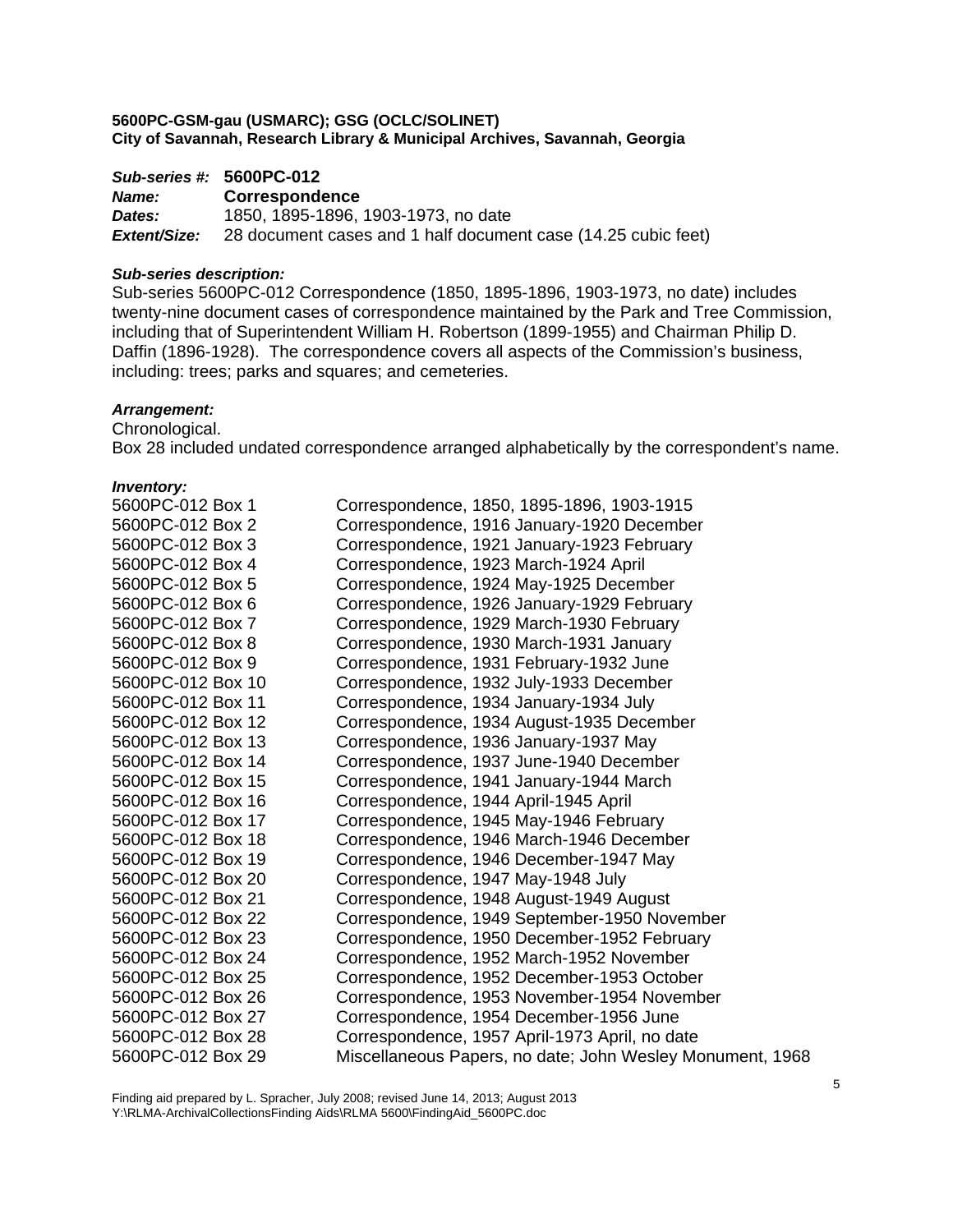**5600PC-GSM-gau (USMARC); GSG (OCLC/SOLINET)**
**City of Savannah, Research Library & Municipal Archives, Savannah, Georgia**

***Sub-series #:*** **5600PC-012**
***Name:*** **Correspondence**
***Dates:*** 1850, 1895-1896, 1903-1973, no date
***Extent/Size:*** 28 document cases and 1 half document case (14.25 cubic feet)

***Sub-series description:***
Sub-series 5600PC-012 Correspondence (1850, 1895-1896, 1903-1973, no date) includes twenty-nine document cases of correspondence maintained by the Park and Tree Commission, including that of Superintendent William H. Robertson (1899-1955) and Chairman Philip D. Daffin (1896-1928). The correspondence covers all aspects of the Commission's business, including: trees; parks and squares; and cemeteries.

***Arrangement:***
Chronological.
Box 28 included undated correspondence arranged alphabetically by the correspondent's name.

***Inventory:***

| | |
|---|---|
| 5600PC-012 Box 1 | Correspondence, 1850, 1895-1896, 1903-1915 |
| 5600PC-012 Box 2 | Correspondence, 1916 January-1920 December |
| 5600PC-012 Box 3 | Correspondence, 1921 January-1923 February |
| 5600PC-012 Box 4 | Correspondence, 1923 March-1924 April |
| 5600PC-012 Box 5 | Correspondence, 1924 May-1925 December |
| 5600PC-012 Box 6 | Correspondence, 1926 January-1929 February |
| 5600PC-012 Box 7 | Correspondence, 1929 March-1930 February |
| 5600PC-012 Box 8 | Correspondence, 1930 March-1931 January |
| 5600PC-012 Box 9 | Correspondence, 1931 February-1932 June |
| 5600PC-012 Box 10 | Correspondence, 1932 July-1933 December |
| 5600PC-012 Box 11 | Correspondence, 1934 January-1934 July |
| 5600PC-012 Box 12 | Correspondence, 1934 August-1935 December |
| 5600PC-012 Box 13 | Correspondence, 1936 January-1937 May |
| 5600PC-012 Box 14 | Correspondence, 1937 June-1940 December |
| 5600PC-012 Box 15 | Correspondence, 1941 January-1944 March |
| 5600PC-012 Box 16 | Correspondence, 1944 April-1945 April |
| 5600PC-012 Box 17 | Correspondence, 1945 May-1946 February |
| 5600PC-012 Box 18 | Correspondence, 1946 March-1946 December |
| 5600PC-012 Box 19 | Correspondence, 1946 December-1947 May |
| 5600PC-012 Box 20 | Correspondence, 1947 May-1948 July |
| 5600PC-012 Box 21 | Correspondence, 1948 August-1949 August |
| 5600PC-012 Box 22 | Correspondence, 1949 September-1950 November |
| 5600PC-012 Box 23 | Correspondence, 1950 December-1952 February |
| 5600PC-012 Box 24 | Correspondence, 1952 March-1952 November |
| 5600PC-012 Box 25 | Correspondence, 1952 December-1953 October |
| 5600PC-012 Box 26 | Correspondence, 1953 November-1954 November |
| 5600PC-012 Box 27 | Correspondence, 1954 December-1956 June |
| 5600PC-012 Box 28 | Correspondence, 1957 April-1973 April, no date |
| 5600PC-012 Box 29 | Miscellaneous Papers, no date; John Wesley Monument, 1968 |

Finding aid prepared by L. Spracher, July 2008; revised June 14, 2013; August 2013
Y:\RLMA-ArchivalCollectionsFinding Aids\RLMA 5600\FindingAid_5600PC.doc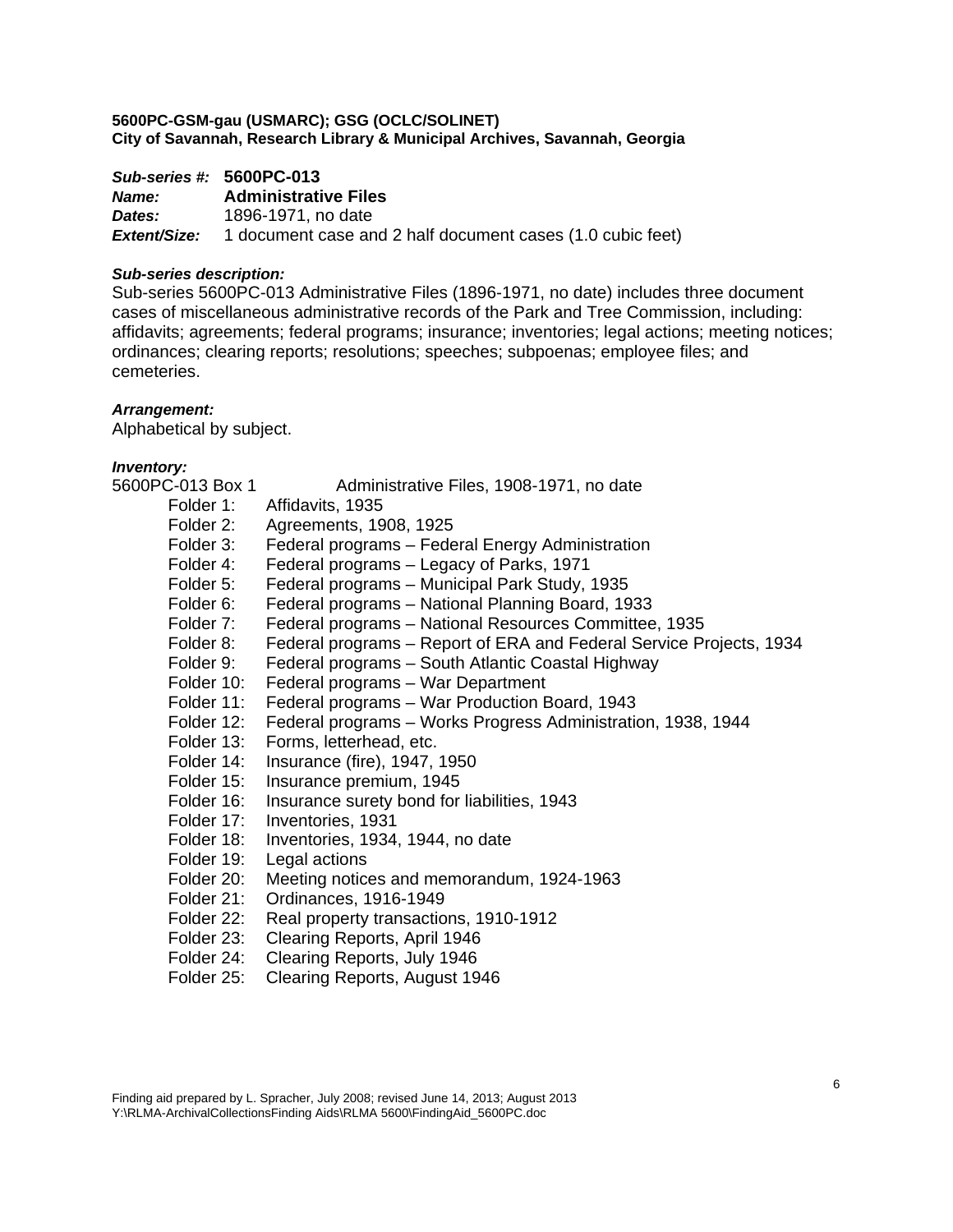**5600PC-GSM-gau (USMARC); GSG (OCLC/SOLINET)**
**City of Savannah, Research Library & Municipal Archives, Savannah, Georgia**

***Sub-series #:*** **5600PC-013**
***Name:*** **Administrative Files**
***Dates:*** 1896-1971, no date
***Extent/Size:*** 1 document case and 2 half document cases (1.0 cubic feet)

***Sub-series description:***
Sub-series 5600PC-013 Administrative Files (1896-1971, no date) includes three document cases of miscellaneous administrative records of the Park and Tree Commission, including: affidavits; agreements; federal programs; insurance; inventories; legal actions; meeting notices; ordinances; clearing reports; resolutions; speeches; subpoenas; employee files; and cemeteries.

***Arrangement:***
Alphabetical by subject.

***Inventory:***
5600PC-013 Box 1 Administrative Files, 1908-1971, no date

- Folder 1: Affidavits, 1935
- Folder 2: Agreements, 1908, 1925
- Folder 3: Federal programs – Federal Energy Administration
- Folder 4: Federal programs – Legacy of Parks, 1971
- Folder 5: Federal programs – Municipal Park Study, 1935
- Folder 6: Federal programs – National Planning Board, 1933
- Folder 7: Federal programs – National Resources Committee, 1935
- Folder 8: Federal programs – Report of ERA and Federal Service Projects, 1934
- Folder 9: Federal programs – South Atlantic Coastal Highway
- Folder 10: Federal programs – War Department
- Folder 11: Federal programs – War Production Board, 1943
- Folder 12: Federal programs – Works Progress Administration, 1938, 1944
- Folder 13: Forms, letterhead, etc.
- Folder 14: Insurance (fire), 1947, 1950
- Folder 15: Insurance premium, 1945
- Folder 16: Insurance surety bond for liabilities, 1943
- Folder 17: Inventories, 1931
- Folder 18: Inventories, 1934, 1944, no date
- Folder 19: Legal actions
- Folder 20: Meeting notices and memorandum, 1924-1963
- Folder 21: Ordinances, 1916-1949
- Folder 22: Real property transactions, 1910-1912
- Folder 23: Clearing Reports, April 1946
- Folder 24: Clearing Reports, July 1946
- Folder 25: Clearing Reports, August 1946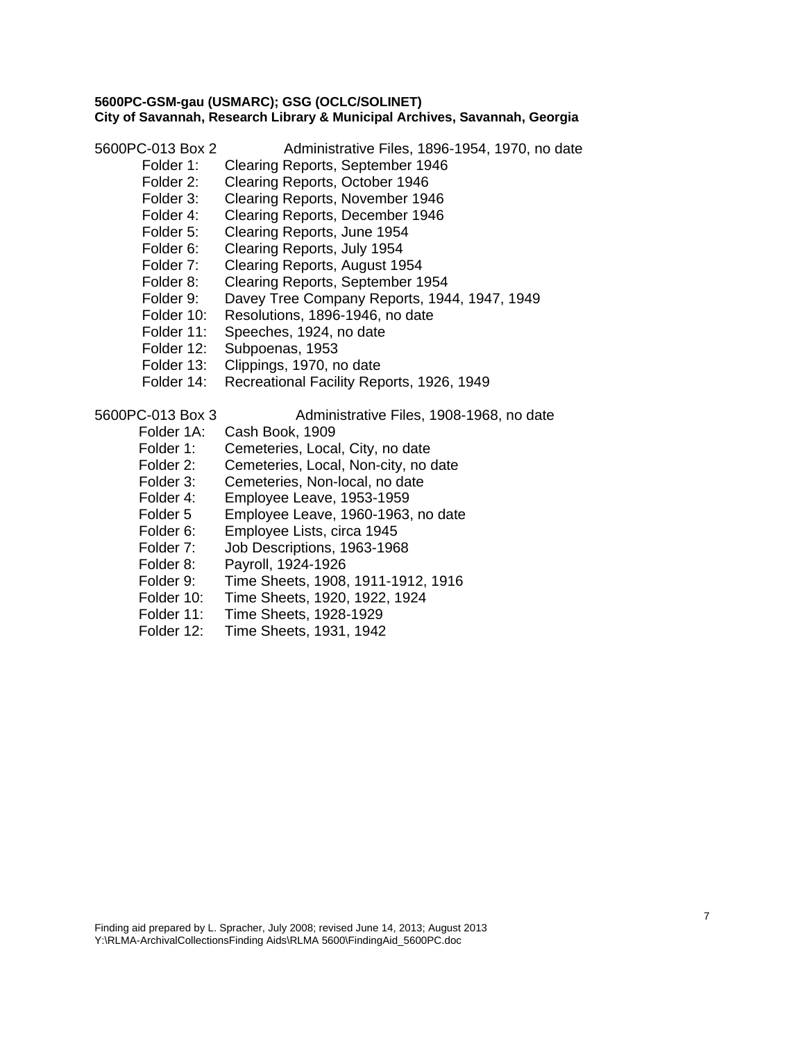**5600PC-GSM-gau (USMARC); GSG (OCLC/SOLINET)**
**City of Savannah, Research Library & Municipal Archives, Savannah, Georgia**

5600PC-013 Box 2 Administrative Files, 1896-1954, 1970, no date

- Folder 1: Clearing Reports, September 1946
- Folder 2: Clearing Reports, October 1946
- Folder 3: Clearing Reports, November 1946
- Folder 4: Clearing Reports, December 1946
- Folder 5: Clearing Reports, June 1954
- Folder 6: Clearing Reports, July 1954
- Folder 7: Clearing Reports, August 1954
- Folder 8: Clearing Reports, September 1954
- Folder 9: Davey Tree Company Reports, 1944, 1947, 1949
- Folder 10: Resolutions, 1896-1946, no date
- Folder 11: Speeches, 1924, no date
- Folder 12: Subpoenas, 1953
- Folder 13: Clippings, 1970, no date
- Folder 14: Recreational Facility Reports, 1926, 1949

5600PC-013 Box 3 Administrative Files, 1908-1968, no date

- Folder 1A: Cash Book, 1909
- Folder 1: Cemeteries, Local, City, no date
- Folder 2: Cemeteries, Local, Non-city, no date
- Folder 3: Cemeteries, Non-local, no date
- Folder 4: Employee Leave, 1953-1959
- Folder 5 Employee Leave, 1960-1963, no date
- Folder 6: Employee Lists, circa 1945
- Folder 7: Job Descriptions, 1963-1968
- Folder 8: Payroll, 1924-1926
- Folder 9: Time Sheets, 1908, 1911-1912, 1916
- Folder 10: Time Sheets, 1920, 1922, 1924
- Folder 11: Time Sheets, 1928-1929
- Folder 12: Time Sheets, 1931, 1942

Finding aid prepared by L. Spracher, July 2008; revised June 14, 2013; August 2013
Y:\RLMA-ArchivalCollectionsFinding Aids\RLMA 5600\FindingAid_5600PC.doc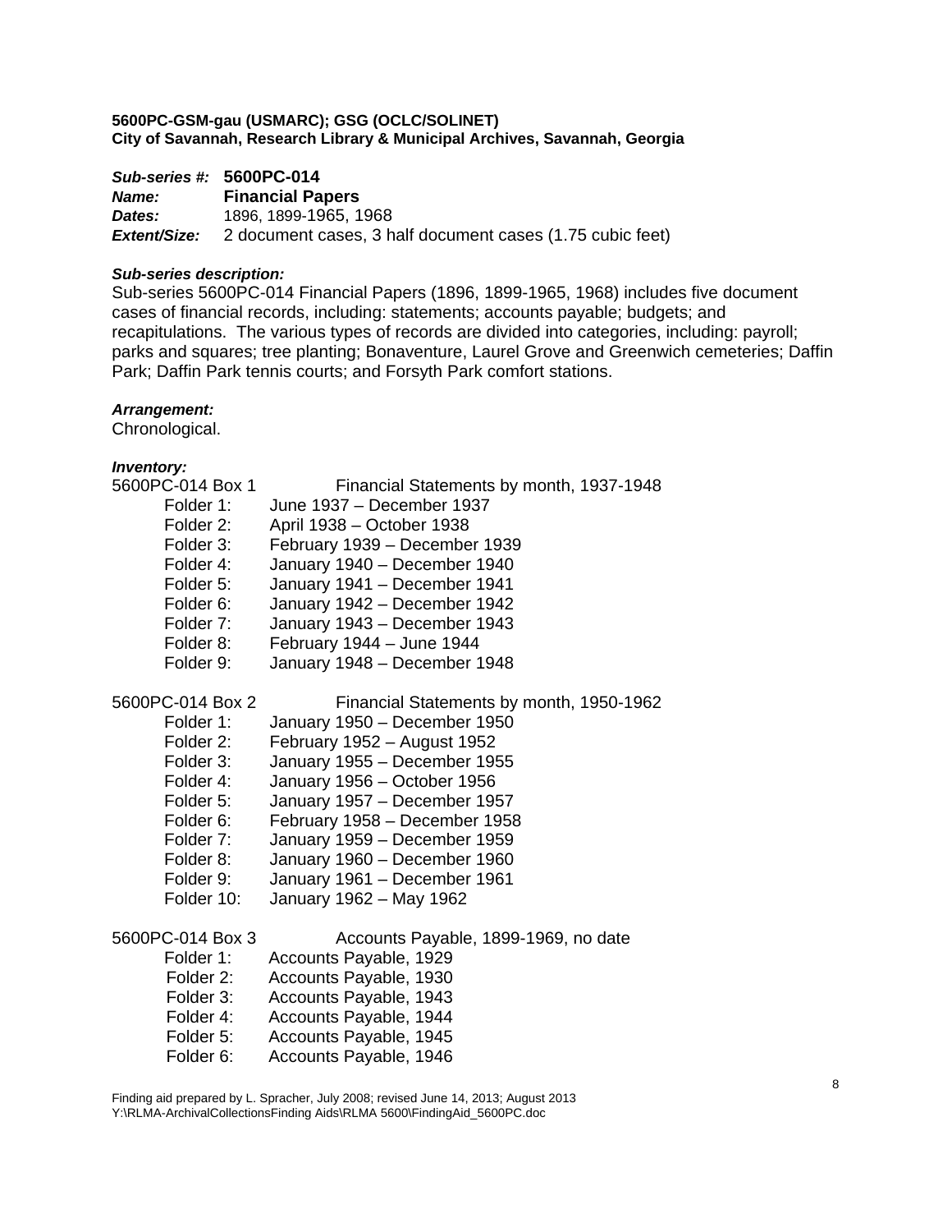**5600PC-GSM-gau (USMARC); GSG (OCLC/SOLINET)**
**City of Savannah, Research Library & Municipal Archives, Savannah, Georgia**

***Sub-series #:*** **5600PC-014**
***Name:*** **Financial Papers**
***Dates:*** 1896, 1899-1965, 1968
***Extent/Size:*** 2 document cases, 3 half document cases (1.75 cubic feet)

***Sub-series description:***
Sub-series 5600PC-014 Financial Papers (1896, 1899-1965, 1968) includes five document cases of financial records, including: statements; accounts payable; budgets; and recapitulations. The various types of records are divided into categories, including: payroll; parks and squares; tree planting; Bonaventure, Laurel Grove and Greenwich cemeteries; Daffin Park; Daffin Park tennis courts; and Forsyth Park comfort stations.

***Arrangement:***
Chronological.

***Inventory:***

5600PC-014 Box 1 Financial Statements by month, 1937-1948
- Folder 1: June 1937 – December 1937
- Folder 2: April 1938 – October 1938
- Folder 3: February 1939 – December 1939
- Folder 4: January 1940 – December 1940
- Folder 5: January 1941 – December 1941
- Folder 6: January 1942 – December 1942
- Folder 7: January 1943 – December 1943
- Folder 8: February 1944 – June 1944
- Folder 9: January 1948 – December 1948

5600PC-014 Box 2 Financial Statements by month, 1950-1962
- Folder 1: January 1950 – December 1950
- Folder 2: February 1952 – August 1952
- Folder 3: January 1955 – December 1955
- Folder 4: January 1956 – October 1956
- Folder 5: January 1957 – December 1957
- Folder 6: February 1958 – December 1958
- Folder 7: January 1959 – December 1959
- Folder 8: January 1960 – December 1960
- Folder 9: January 1961 – December 1961
- Folder 10: January 1962 – May 1962

5600PC-014 Box 3 Accounts Payable, 1899-1969, no date
- Folder 1: Accounts Payable, 1929
- Folder 2: Accounts Payable, 1930
- Folder 3: Accounts Payable, 1943
- Folder 4: Accounts Payable, 1944
- Folder 5: Accounts Payable, 1945
- Folder 6: Accounts Payable, 1946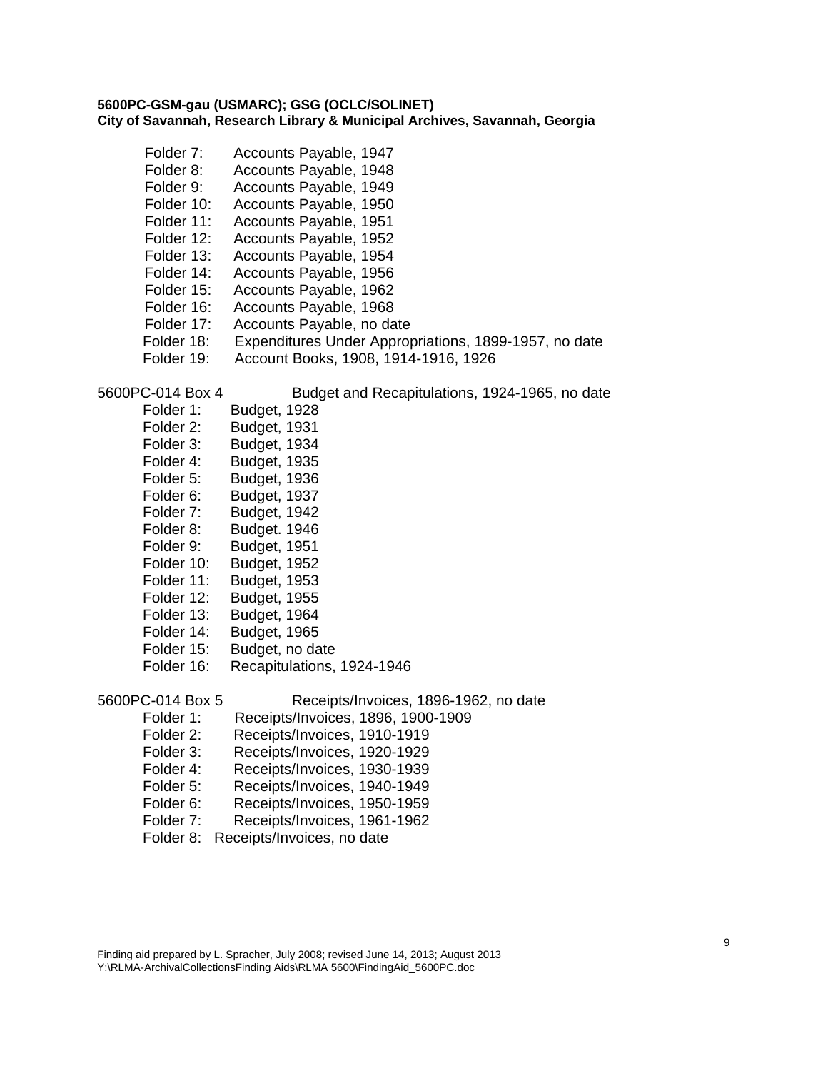**5600PC-GSM-gau (USMARC); GSG (OCLC/SOLINET)**
**City of Savannah, Research Library & Municipal Archives, Savannah, Georgia**

Folder 7: Accounts Payable, 1947
Folder 8: Accounts Payable, 1948
Folder 9: Accounts Payable, 1949
Folder 10: Accounts Payable, 1950
Folder 11: Accounts Payable, 1951
Folder 12: Accounts Payable, 1952
Folder 13: Accounts Payable, 1954
Folder 14: Accounts Payable, 1956
Folder 15: Accounts Payable, 1962
Folder 16: Accounts Payable, 1968
Folder 17: Accounts Payable, no date
Folder 18: Expenditures Under Appropriations, 1899-1957, no date
Folder 19: Account Books, 1908, 1914-1916, 1926

5600PC-014 Box 4 Budget and Recapitulations, 1924-1965, no date

Folder 1: Budget, 1928
Folder 2: Budget, 1931
Folder 3: Budget, 1934
Folder 4: Budget, 1935
Folder 5: Budget, 1936
Folder 6: Budget, 1937
Folder 7: Budget, 1942
Folder 8: Budget. 1946
Folder 9: Budget, 1951
Folder 10: Budget, 1952
Folder 11: Budget, 1953
Folder 12: Budget, 1955
Folder 13: Budget, 1964
Folder 14: Budget, 1965
Folder 15: Budget, no date
Folder 16: Recapitulations, 1924-1946

5600PC-014 Box 5 Receipts/Invoices, 1896-1962, no date

Folder 1: Receipts/Invoices, 1896, 1900-1909
Folder 2: Receipts/Invoices, 1910-1919
Folder 3: Receipts/Invoices, 1920-1929
Folder 4: Receipts/Invoices, 1930-1939
Folder 5: Receipts/Invoices, 1940-1949
Folder 6: Receipts/Invoices, 1950-1959
Folder 7: Receipts/Invoices, 1961-1962
Folder 8: Receipts/Invoices, no date

Finding aid prepared by L. Spracher, July 2008; revised June 14, 2013; August 2013
Y:\RLMA-ArchivalCollectionsFinding Aids\RLMA 5600\FindingAid_5600PC.doc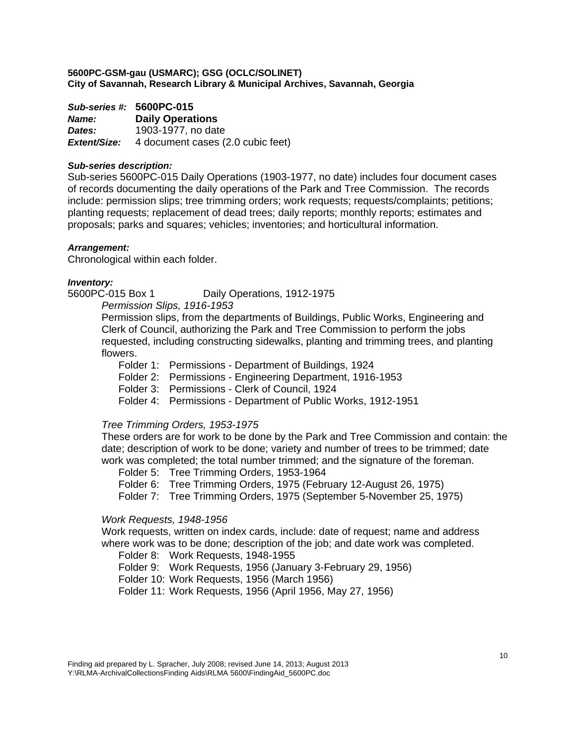**5600PC-GSM-gau (USMARC); GSG (OCLC/SOLINET)**
**City of Savannah, Research Library & Municipal Archives, Savannah, Georgia**

***Sub-series #:*** **5600PC-015**
***Name:*** **Daily Operations**
***Dates:*** 1903-1977, no date
***Extent/Size:*** 4 document cases (2.0 cubic feet)

***Sub-series description:***
Sub-series 5600PC-015 Daily Operations (1903-1977, no date) includes four document cases of records documenting the daily operations of the Park and Tree Commission. The records include: permission slips; tree trimming orders; work requests; requests/complaints; petitions; planting requests; replacement of dead trees; daily reports; monthly reports; estimates and proposals; parks and squares; vehicles; inventories; and horticultural information.

***Arrangement:***
Chronological within each folder.

***Inventory:***
5600PC-015 Box 1 Daily Operations, 1912-1975

*Permission Slips, 1916-1953*
Permission slips, from the departments of Buildings, Public Works, Engineering and Clerk of Council, authorizing the Park and Tree Commission to perform the jobs requested, including constructing sidewalks, planting and trimming trees, and planting flowers.

- Folder 1: Permissions - Department of Buildings, 1924
- Folder 2: Permissions - Engineering Department, 1916-1953
- Folder 3: Permissions - Clerk of Council, 1924
- Folder 4: Permissions - Department of Public Works, 1912-1951

*Tree Trimming Orders, 1953-1975*
These orders are for work to be done by the Park and Tree Commission and contain: the date; description of work to be done; variety and number of trees to be trimmed; date work was completed; the total number trimmed; and the signature of the foreman.

- Folder 5: Tree Trimming Orders, 1953-1964
- Folder 6: Tree Trimming Orders, 1975 (February 12-August 26, 1975)
- Folder 7: Tree Trimming Orders, 1975 (September 5-November 25, 1975)

*Work Requests, 1948-1956*
Work requests, written on index cards, include: date of request; name and address where work was to be done; description of the job; and date work was completed.

- Folder 8: Work Requests, 1948-1955
- Folder 9: Work Requests, 1956 (January 3-February 29, 1956)
- Folder 10: Work Requests, 1956 (March 1956)
- Folder 11: Work Requests, 1956 (April 1956, May 27, 1956)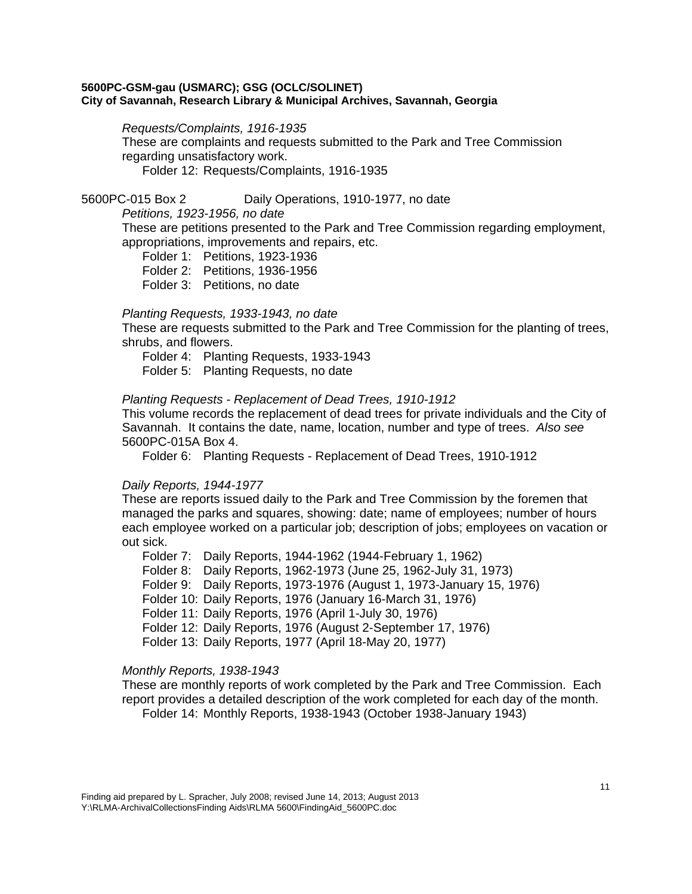*Requests/Complaints, 1916-1935*

These are complaints and requests submitted to the Park and Tree Commission regarding unsatisfactory work.

Folder 12: Requests/Complaints, 1916-1935

5600PC-015 Box 2 Daily Operations, 1910-1977, no date

*Petitions, 1923-1956, no date*

These are petitions presented to the Park and Tree Commission regarding employment, appropriations, improvements and repairs, etc.

Folder 1: Petitions, 1923-1936
Folder 2: Petitions, 1936-1956
Folder 3: Petitions, no date

*Planting Requests, 1933-1943, no date*

These are requests submitted to the Park and Tree Commission for the planting of trees, shrubs, and flowers.

Folder 4: Planting Requests, 1933-1943
Folder 5: Planting Requests, no date

*Planting Requests - Replacement of Dead Trees, 1910-1912*

This volume records the replacement of dead trees for private individuals and the City of Savannah. It contains the date, name, location, number and type of trees. *Also see* 5600PC-015A Box 4.

Folder 6: Planting Requests - Replacement of Dead Trees, 1910-1912

*Daily Reports, 1944-1977*

These are reports issued daily to the Park and Tree Commission by the foremen that managed the parks and squares, showing: date; name of employees; number of hours each employee worked on a particular job; description of jobs; employees on vacation or out sick.

Folder 7: Daily Reports, 1944-1962 (1944-February 1, 1962)
Folder 8: Daily Reports, 1962-1973 (June 25, 1962-July 31, 1973)
Folder 9: Daily Reports, 1973-1976 (August 1, 1973-January 15, 1976)
Folder 10: Daily Reports, 1976 (January 16-March 31, 1976)
Folder 11: Daily Reports, 1976 (April 1-July 30, 1976)
Folder 12: Daily Reports, 1976 (August 2-September 17, 1976)
Folder 13: Daily Reports, 1977 (April 18-May 20, 1977)

*Monthly Reports, 1938-1943*

These are monthly reports of work completed by the Park and Tree Commission. Each report provides a detailed description of the work completed for each day of the month.

Folder 14: Monthly Reports, 1938-1943 (October 1938-January 1943)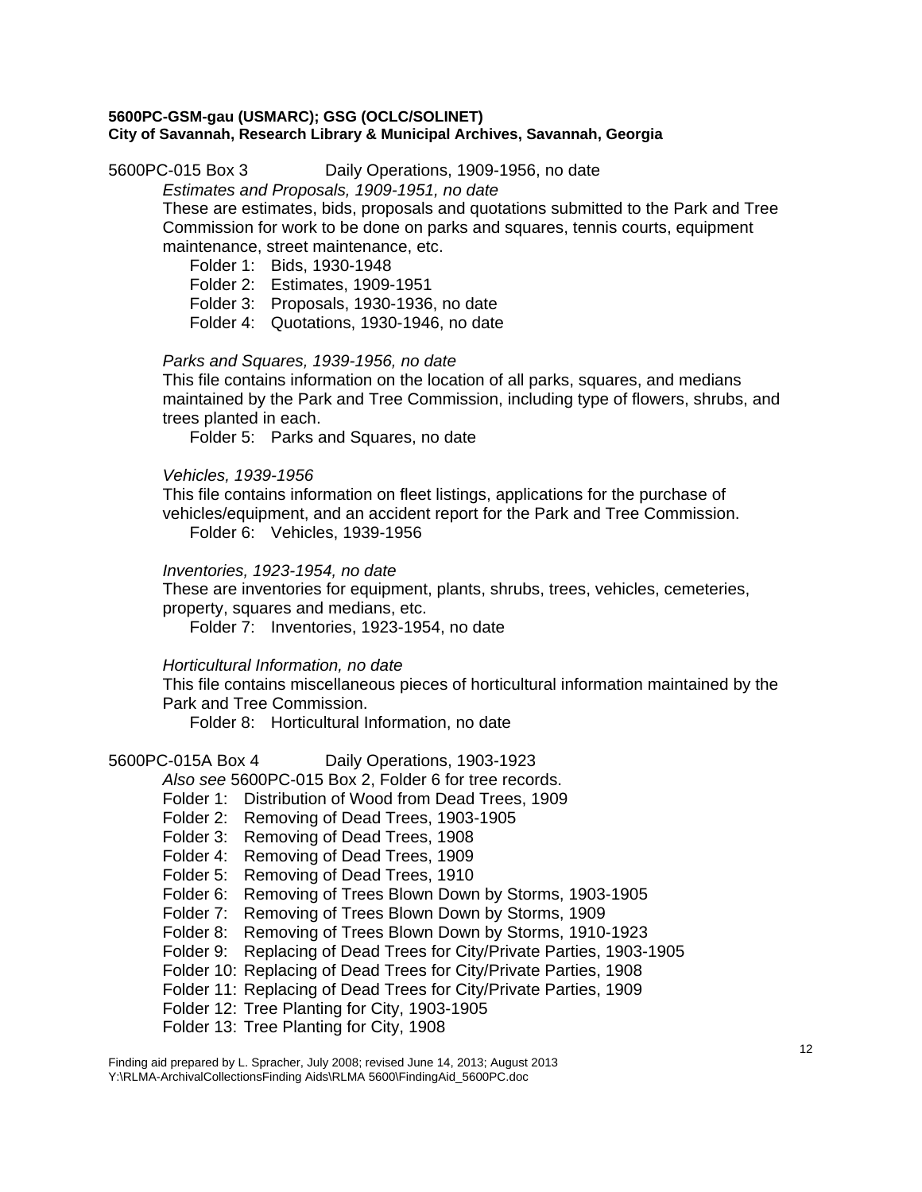**5600PC-GSM-gau (USMARC); GSG (OCLC/SOLINET)**
**City of Savannah, Research Library & Municipal Archives, Savannah, Georgia**

5600PC-015 Box 3 Daily Operations, 1909-1956, no date

*Estimates and Proposals, 1909-1951, no date*

These are estimates, bids, proposals and quotations submitted to the Park and Tree Commission for work to be done on parks and squares, tennis courts, equipment maintenance, street maintenance, etc.

- Folder 1: Bids, 1930-1948
- Folder 2: Estimates, 1909-1951
- Folder 3: Proposals, 1930-1936, no date
- Folder 4: Quotations, 1930-1946, no date

*Parks and Squares, 1939-1956, no date*

This file contains information on the location of all parks, squares, and medians maintained by the Park and Tree Commission, including type of flowers, shrubs, and trees planted in each.

- Folder 5: Parks and Squares, no date

*Vehicles, 1939-1956*

This file contains information on fleet listings, applications for the purchase of vehicles/equipment, and an accident report for the Park and Tree Commission.

- Folder 6: Vehicles, 1939-1956

*Inventories, 1923-1954, no date*

These are inventories for equipment, plants, shrubs, trees, vehicles, cemeteries, property, squares and medians, etc.

- Folder 7: Inventories, 1923-1954, no date

*Horticultural Information, no date*

This file contains miscellaneous pieces of horticultural information maintained by the Park and Tree Commission.

- Folder 8: Horticultural Information, no date

5600PC-015A Box 4 Daily Operations, 1903-1923

*Also see* 5600PC-015 Box 2, Folder 6 for tree records.

- Folder 1: Distribution of Wood from Dead Trees, 1909
- Folder 2: Removing of Dead Trees, 1903-1905
- Folder 3: Removing of Dead Trees, 1908
- Folder 4: Removing of Dead Trees, 1909
- Folder 5: Removing of Dead Trees, 1910
- Folder 6: Removing of Trees Blown Down by Storms, 1903-1905
- Folder 7: Removing of Trees Blown Down by Storms, 1909
- Folder 8: Removing of Trees Blown Down by Storms, 1910-1923
- Folder 9: Replacing of Dead Trees for City/Private Parties, 1903-1905
- Folder 10: Replacing of Dead Trees for City/Private Parties, 1908
- Folder 11: Replacing of Dead Trees for City/Private Parties, 1909
- Folder 12: Tree Planting for City, 1903-1905
- Folder 13: Tree Planting for City, 1908

Finding aid prepared by L. Spracher, July 2008; revised June 14, 2013; August 2013
Y:\RLMA-ArchivalCollectionsFinding Aids\RLMA 5600\FindingAid_5600PC.doc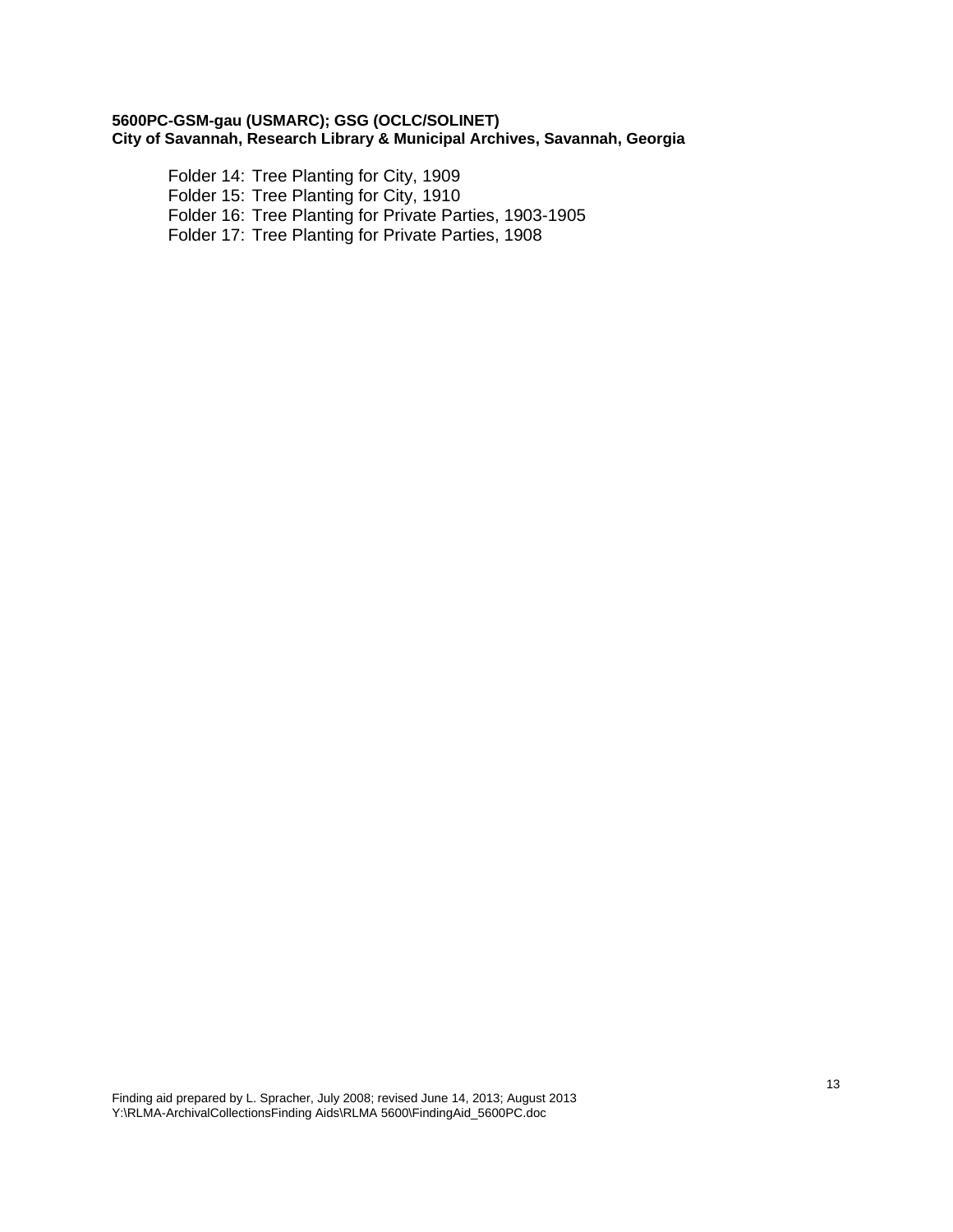- Folder 14: Tree Planting for City, 1909
- Folder 15: Tree Planting for City, 1910
- Folder 16: Tree Planting for Private Parties, 1903-1905
- Folder 17: Tree Planting for Private Parties, 1908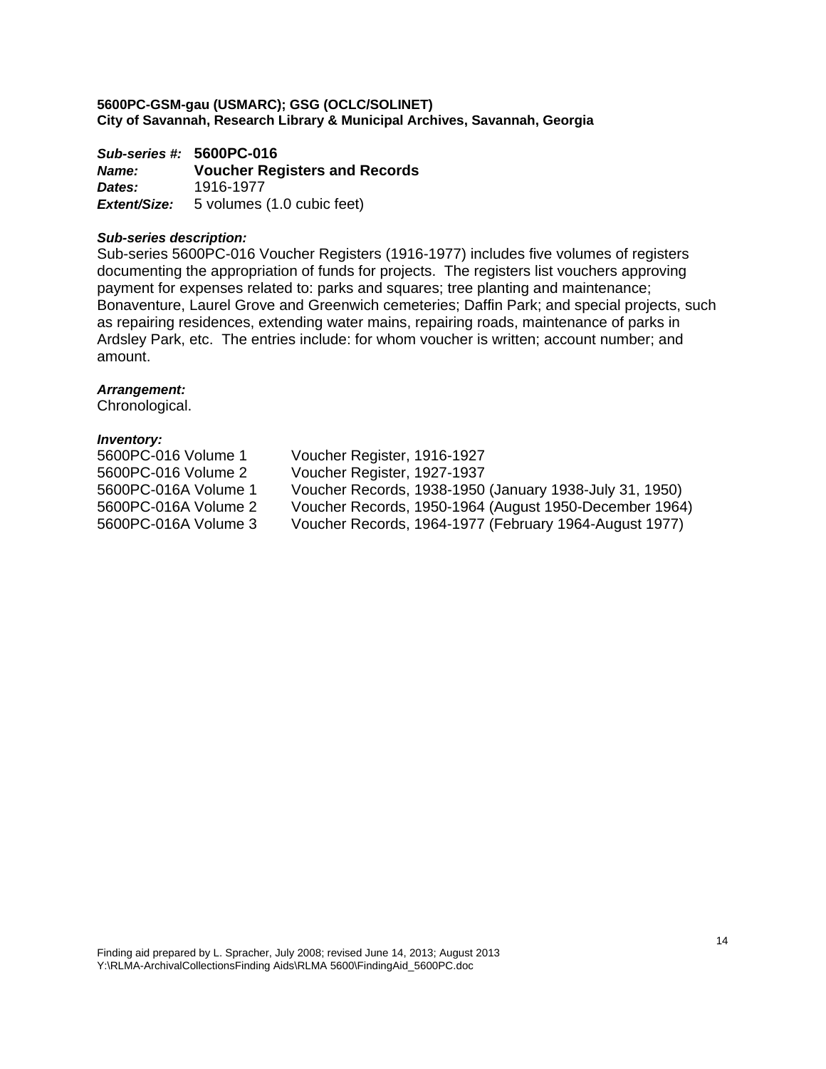**5600PC-GSM-gau (USMARC); GSG (OCLC/SOLINET)**
**City of Savannah, Research Library & Municipal Archives, Savannah, Georgia**

***Sub-series #:*** **5600PC-016**
***Name:*** **Voucher Registers and Records**
***Dates:*** 1916-1977
***Extent/Size:*** 5 volumes (1.0 cubic feet)

***Sub-series description:***
Sub-series 5600PC-016 Voucher Registers (1916-1977) includes five volumes of registers documenting the appropriation of funds for projects. The registers list vouchers approving payment for expenses related to: parks and squares; tree planting and maintenance; Bonaventure, Laurel Grove and Greenwich cemeteries; Daffin Park; and special projects, such as repairing residences, extending water mains, repairing roads, maintenance of parks in Ardsley Park, etc. The entries include: for whom voucher is written; account number; and amount.

***Arrangement:***
Chronological.

***Inventory:***

| | |
|---|---|
| 5600PC-016 Volume 1 | Voucher Register, 1916-1927 |
| 5600PC-016 Volume 2 | Voucher Register, 1927-1937 |
| 5600PC-016A Volume 1 | Voucher Records, 1938-1950 (January 1938-July 31, 1950) |
| 5600PC-016A Volume 2 | Voucher Records, 1950-1964 (August 1950-December 1964) |
| 5600PC-016A Volume 3 | Voucher Records, 1964-1977 (February 1964-August 1977) |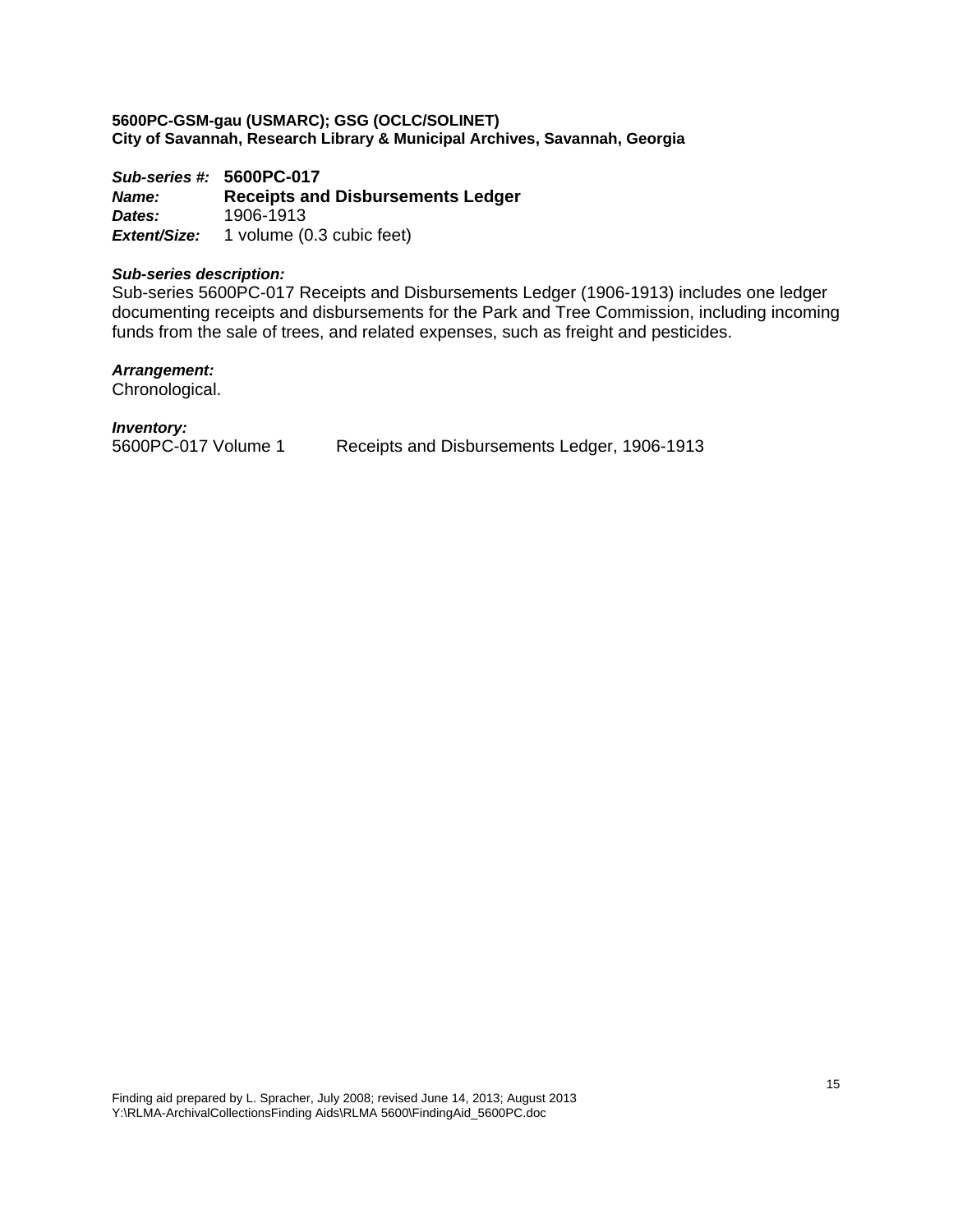**5600PC-GSM-gau (USMARC); GSG (OCLC/SOLINET)**
**City of Savannah, Research Library & Municipal Archives, Savannah, Georgia**

***Sub-series #:*** **5600PC-017**
***Name:*** **Receipts and Disbursements Ledger**
***Dates:*** 1906-1913
***Extent/Size:*** 1 volume (0.3 cubic feet)

***Sub-series description:***
Sub-series 5600PC-017 Receipts and Disbursements Ledger (1906-1913) includes one ledger documenting receipts and disbursements for the Park and Tree Commission, including incoming funds from the sale of trees, and related expenses, such as freight and pesticides.

***Arrangement:***
Chronological.

***Inventory:***

| | |
|---|---|
| 5600PC-017 Volume 1 | Receipts and Disbursements Ledger, 1906-1913 |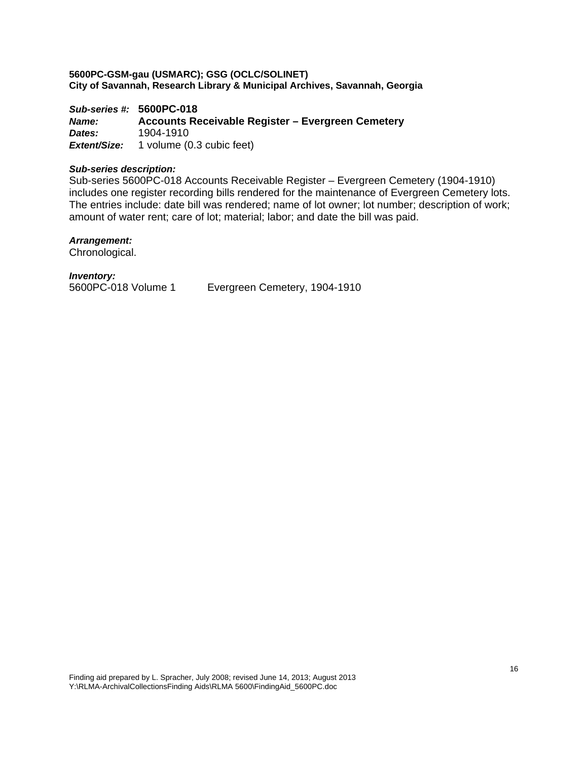**5600PC-GSM-gau (USMARC); GSG (OCLC/SOLINET)**
**City of Savannah, Research Library & Municipal Archives, Savannah, Georgia**

***Sub-series #:*** **5600PC-018**
***Name:*** **Accounts Receivable Register – Evergreen Cemetery**
***Dates:*** 1904-1910
***Extent/Size:*** 1 volume (0.3 cubic feet)

***Sub-series description:***
Sub-series 5600PC-018 Accounts Receivable Register – Evergreen Cemetery (1904-1910) includes one register recording bills rendered for the maintenance of Evergreen Cemetery lots. The entries include: date bill was rendered; name of lot owner; lot number; description of work; amount of water rent; care of lot; material; labor; and date the bill was paid.

***Arrangement:***
Chronological.

***Inventory:***
5600PC-018 Volume 1 Evergreen Cemetery, 1904-1910

Finding aid prepared by L. Spracher, July 2008; revised June 14, 2013; August 2013
Y:\RLMA-ArchivalCollectionsFinding Aids\RLMA 5600\FindingAid_5600PC.doc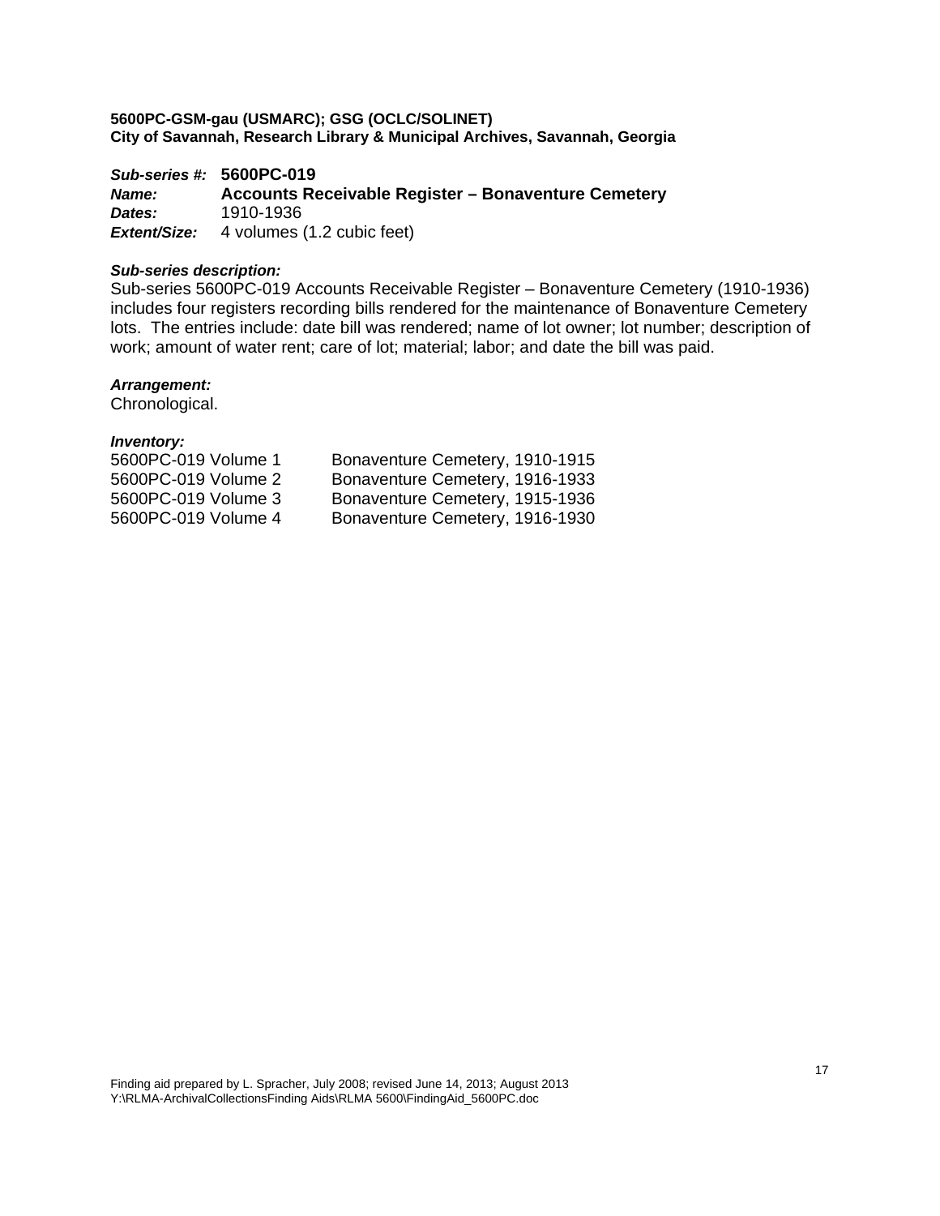**5600PC-GSM-gau (USMARC); GSG (OCLC/SOLINET)**
**City of Savannah, Research Library & Municipal Archives, Savannah, Georgia**

***Sub-series #:*** **5600PC-019**
***Name:*** **Accounts Receivable Register – Bonaventure Cemetery**
***Dates:*** 1910-1936
***Extent/Size:*** 4 volumes (1.2 cubic feet)

***Sub-series description:***
Sub-series 5600PC-019 Accounts Receivable Register – Bonaventure Cemetery (1910-1936) includes four registers recording bills rendered for the maintenance of Bonaventure Cemetery lots. The entries include: date bill was rendered; name of lot owner; lot number; description of work; amount of water rent; care of lot; material; labor; and date the bill was paid.

***Arrangement:***
Chronological.

***Inventory:***

| | |
|---|---|
| 5600PC-019 Volume 1 | Bonaventure Cemetery, 1910-1915 |
| 5600PC-019 Volume 2 | Bonaventure Cemetery, 1916-1933 |
| 5600PC-019 Volume 3 | Bonaventure Cemetery, 1915-1936 |
| 5600PC-019 Volume 4 | Bonaventure Cemetery, 1916-1930 |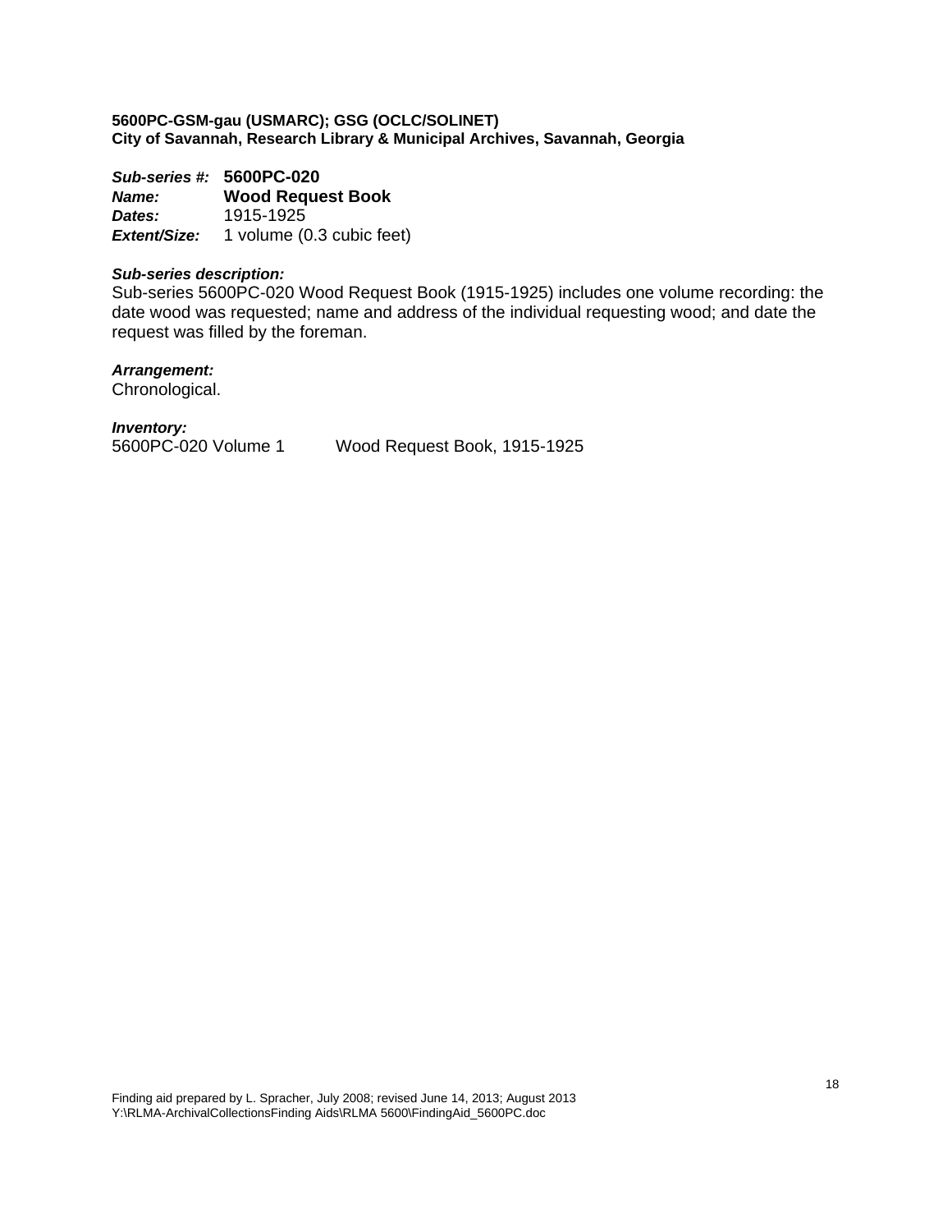**5600PC-GSM-gau (USMARC); GSG (OCLC/SOLINET)**
**City of Savannah, Research Library & Municipal Archives, Savannah, Georgia**

***Sub-series #:*** **5600PC-020**
***Name:*** **Wood Request Book**
***Dates:*** 1915-1925
***Extent/Size:*** 1 volume (0.3 cubic feet)

***Sub-series description:***
Sub-series 5600PC-020 Wood Request Book (1915-1925) includes one volume recording: the date wood was requested; name and address of the individual requesting wood; and date the request was filled by the foreman.

***Arrangement:***
Chronological.

***Inventory:***
5600PC-020 Volume 1 Wood Request Book, 1915-1925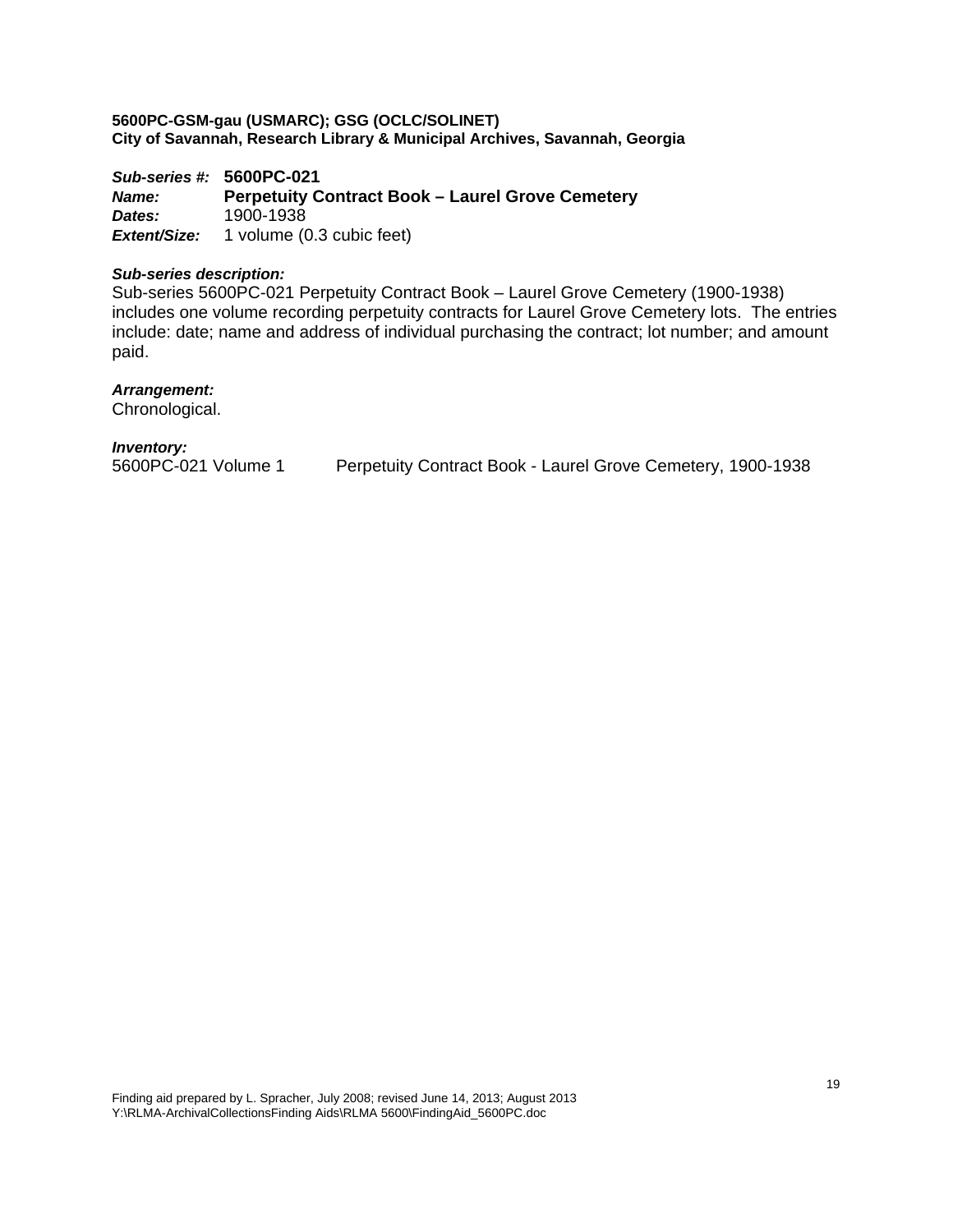**5600PC-GSM-gau (USMARC); GSG (OCLC/SOLINET)**
**City of Savannah, Research Library & Municipal Archives, Savannah, Georgia**

***Sub-series #:*** **5600PC-021**
***Name:*** **Perpetuity Contract Book – Laurel Grove Cemetery**
***Dates:*** 1900-1938
***Extent/Size:*** 1 volume (0.3 cubic feet)

***Sub-series description:***
Sub-series 5600PC-021 Perpetuity Contract Book – Laurel Grove Cemetery (1900-1938) includes one volume recording perpetuity contracts for Laurel Grove Cemetery lots. The entries include: date; name and address of individual purchasing the contract; lot number; and amount paid.

***Arrangement:***
Chronological.

***Inventory:***
5600PC-021 Volume 1 Perpetuity Contract Book - Laurel Grove Cemetery, 1900-1938

Finding aid prepared by L. Spracher, July 2008; revised June 14, 2013; August 2013
Y:\RLMA-ArchivalCollectionsFinding Aids\RLMA 5600\FindingAid_5600PC.doc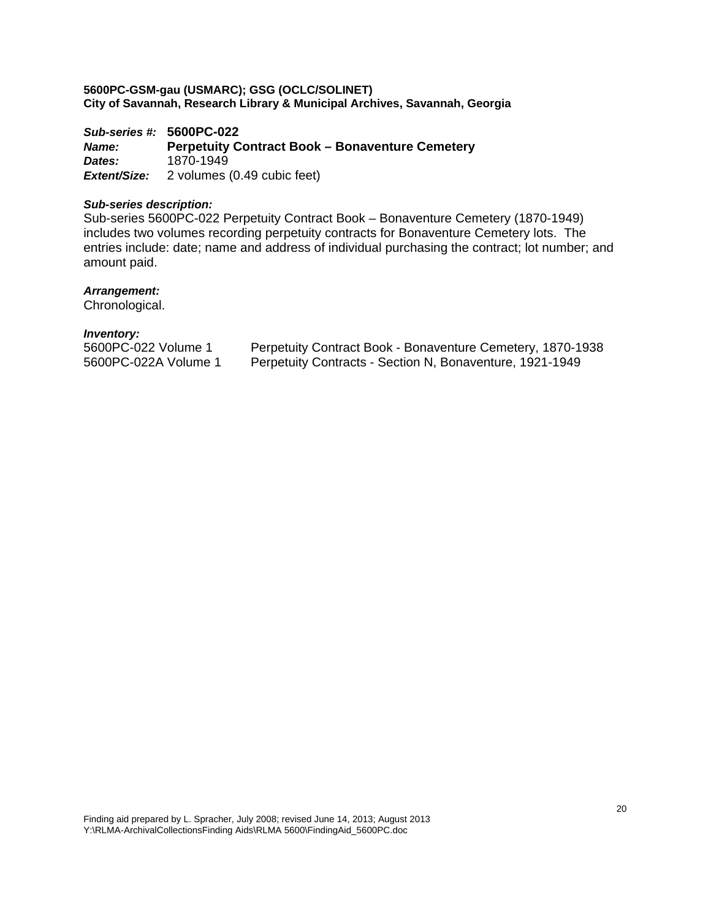**5600PC-GSM-gau (USMARC); GSG (OCLC/SOLINET)**
**City of Savannah, Research Library & Municipal Archives, Savannah, Georgia**

***Sub-series #:*** **5600PC-022**
***Name:*** **Perpetuity Contract Book – Bonaventure Cemetery**
***Dates:*** 1870-1949
***Extent/Size:*** 2 volumes (0.49 cubic feet)

***Sub-series description:***
Sub-series 5600PC-022 Perpetuity Contract Book – Bonaventure Cemetery (1870-1949) includes two volumes recording perpetuity contracts for Bonaventure Cemetery lots. The entries include: date; name and address of individual purchasing the contract; lot number; and amount paid.

***Arrangement:***
Chronological.

***Inventory:***

| | |
|---|---|
| 5600PC-022 Volume 1 | Perpetuity Contract Book - Bonaventure Cemetery, 1870-1938 |
| 5600PC-022A Volume 1 | Perpetuity Contracts - Section N, Bonaventure, 1921-1949 |

Finding aid prepared by L. Spracher, July 2008; revised June 14, 2013; August 2013
Y:\RLMA-ArchivalCollectionsFinding Aids\RLMA 5600\FindingAid_5600PC.doc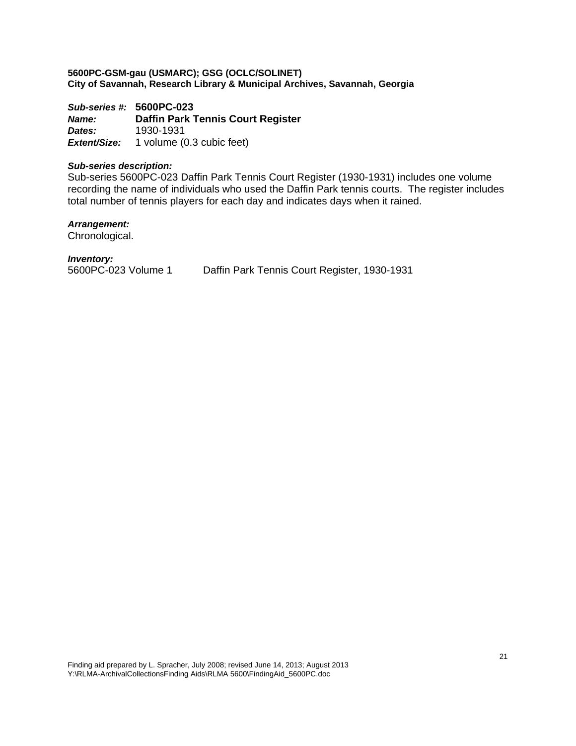**5600PC-GSM-gau (USMARC); GSG (OCLC/SOLINET)**
**City of Savannah, Research Library & Municipal Archives, Savannah, Georgia**

***Sub-series #:*** **5600PC-023**
***Name:*** **Daffin Park Tennis Court Register**
***Dates:*** 1930-1931
***Extent/Size:*** 1 volume (0.3 cubic feet)

***Sub-series description:***
Sub-series 5600PC-023 Daffin Park Tennis Court Register (1930-1931) includes one volume recording the name of individuals who used the Daffin Park tennis courts. The register includes total number of tennis players for each day and indicates days when it rained.

***Arrangement:***
Chronological.

***Inventory:***

| | |
|---|---|
| 5600PC-023 Volume 1 | Daffin Park Tennis Court Register, 1930-1931 |

Finding aid prepared by L. Spracher, July 2008; revised June 14, 2013; August 2013
Y:\RLMA-ArchivalCollectionsFinding Aids\RLMA 5600\FindingAid_5600PC.doc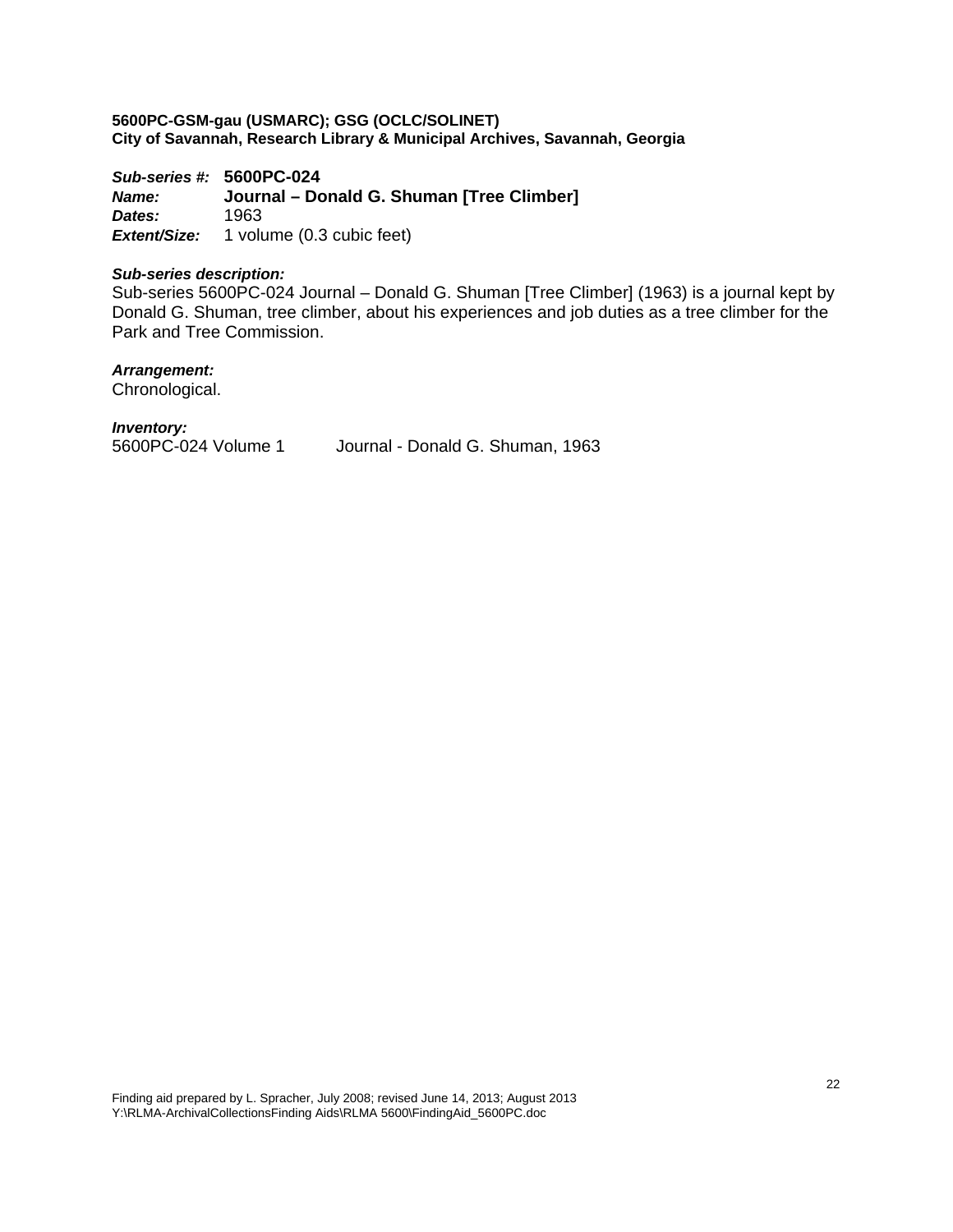**5600PC-GSM-gau (USMARC); GSG (OCLC/SOLINET)**
**City of Savannah, Research Library & Municipal Archives, Savannah, Georgia**

***Sub-series #:*** **5600PC-024**
***Name:*** **Journal – Donald G. Shuman [Tree Climber]**
***Dates:*** 1963
***Extent/Size:*** 1 volume (0.3 cubic feet)

***Sub-series description:***
Sub-series 5600PC-024 Journal – Donald G. Shuman [Tree Climber] (1963) is a journal kept by Donald G. Shuman, tree climber, about his experiences and job duties as a tree climber for the Park and Tree Commission.

***Arrangement:***
Chronological.

***Inventory:***

| | |
|---|---|
| 5600PC-024 Volume 1 | Journal - Donald G. Shuman, 1963 |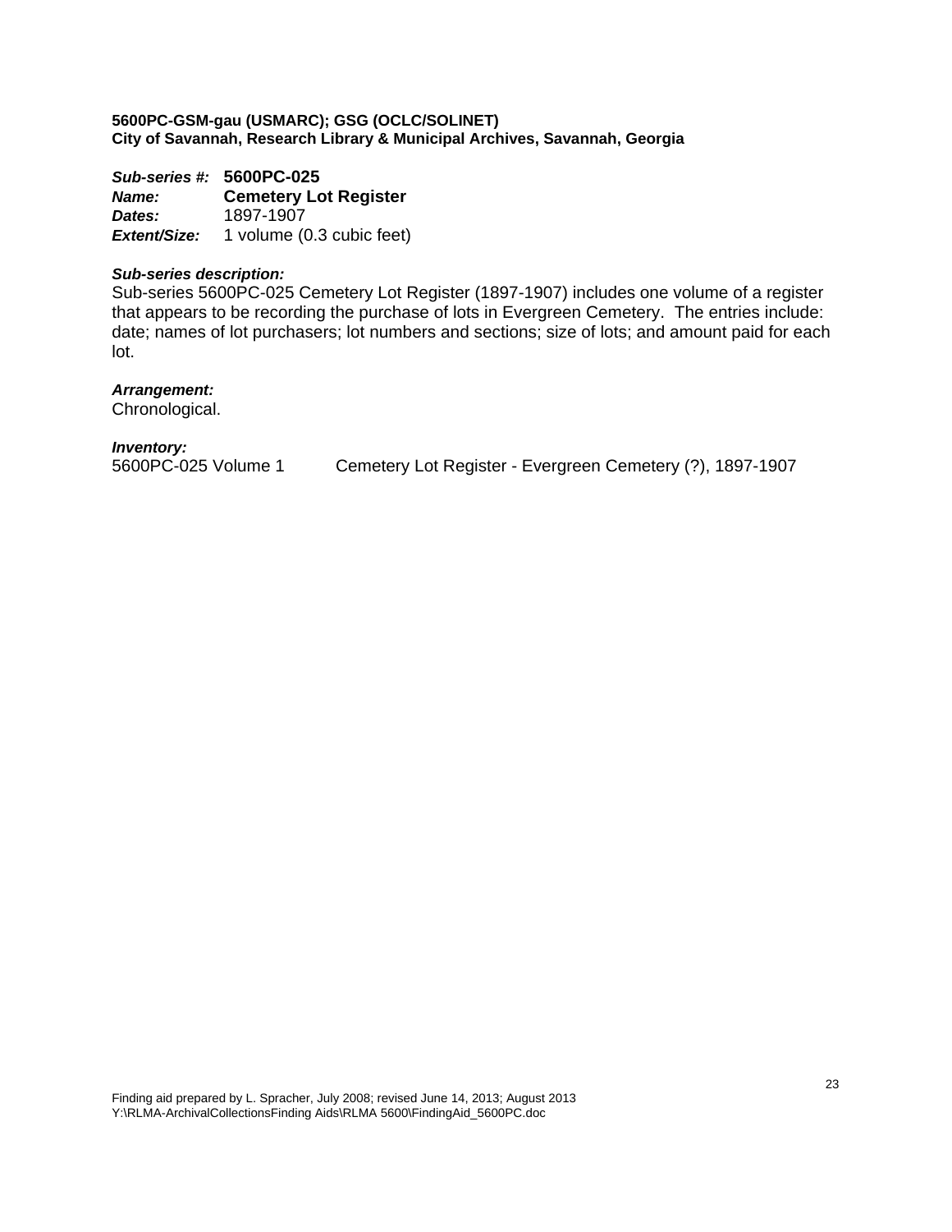**5600PC-GSM-gau (USMARC); GSG (OCLC/SOLINET)**
**City of Savannah, Research Library & Municipal Archives, Savannah, Georgia**

***Sub-series #:*** **5600PC-025**
***Name:*** **Cemetery Lot Register**
***Dates:*** 1897-1907
***Extent/Size:*** 1 volume (0.3 cubic feet)

***Sub-series description:***
Sub-series 5600PC-025 Cemetery Lot Register (1897-1907) includes one volume of a register that appears to be recording the purchase of lots in Evergreen Cemetery. The entries include: date; names of lot purchasers; lot numbers and sections; size of lots; and amount paid for each lot.

***Arrangement:***
Chronological.

***Inventory:***
5600PC-025 Volume 1 Cemetery Lot Register - Evergreen Cemetery (?), 1897-1907

Finding aid prepared by L. Spracher, July 2008; revised June 14, 2013; August 2013
Y:\RLMA-ArchivalCollectionsFinding Aids\RLMA 5600\FindingAid_5600PC.doc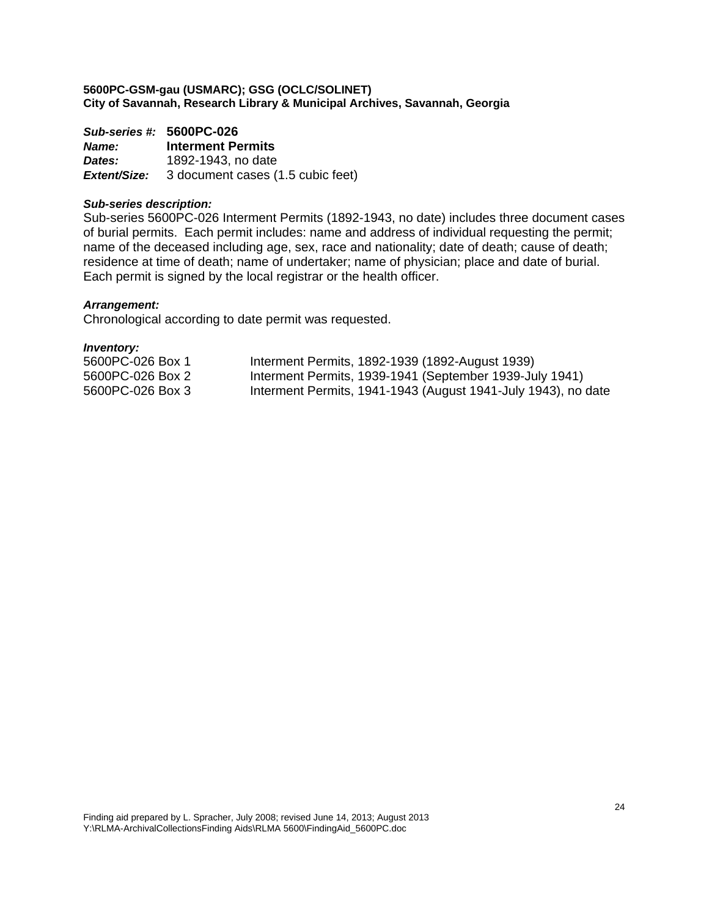**5600PC-GSM-gau (USMARC); GSG (OCLC/SOLINET)**
**City of Savannah, Research Library & Municipal Archives, Savannah, Georgia**

***Sub-series #:*** **5600PC-026**
***Name:*** **Interment Permits**
***Dates:*** 1892-1943, no date
***Extent/Size:*** 3 document cases (1.5 cubic feet)

***Sub-series description:***
Sub-series 5600PC-026 Interment Permits (1892-1943, no date) includes three document cases of burial permits. Each permit includes: name and address of individual requesting the permit; name of the deceased including age, sex, race and nationality; date of death; cause of death; residence at time of death; name of undertaker; name of physician; place and date of burial. Each permit is signed by the local registrar or the health officer.

***Arrangement:***
Chronological according to date permit was requested.

***Inventory:***

| | |
|---|---|
| 5600PC-026 Box 1 | Interment Permits, 1892-1939 (1892-August 1939) |
| 5600PC-026 Box 2 | Interment Permits, 1939-1941 (September 1939-July 1941) |
| 5600PC-026 Box 3 | Interment Permits, 1941-1943 (August 1941-July 1943), no date |

Finding aid prepared by L. Spracher, July 2008; revised June 14, 2013; August 2013
Y:\RLMA-ArchivalCollectionsFinding Aids\RLMA 5600\FindingAid_5600PC.doc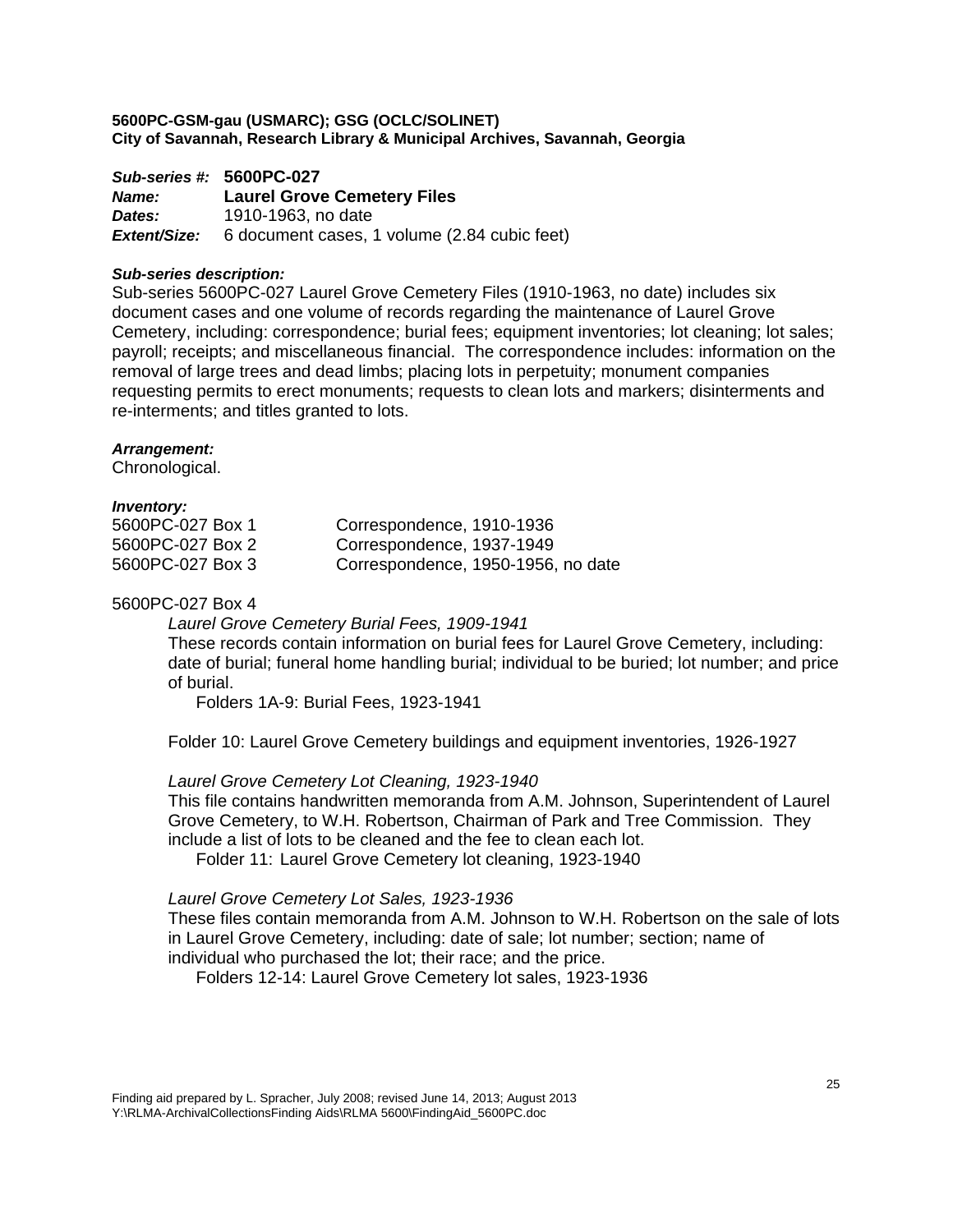**5600PC-GSM-gau (USMARC); GSG (OCLC/SOLINET)**
**City of Savannah, Research Library & Municipal Archives, Savannah, Georgia**

***Sub-series #:*** **5600PC-027**
***Name:*** **Laurel Grove Cemetery Files**
***Dates:*** 1910-1963, no date
***Extent/Size:*** 6 document cases, 1 volume (2.84 cubic feet)

***Sub-series description:***
Sub-series 5600PC-027 Laurel Grove Cemetery Files (1910-1963, no date) includes six document cases and one volume of records regarding the maintenance of Laurel Grove Cemetery, including: correspondence; burial fees; equipment inventories; lot cleaning; lot sales; payroll; receipts; and miscellaneous financial. The correspondence includes: information on the removal of large trees and dead limbs; placing lots in perpetuity; monument companies requesting permits to erect monuments; requests to clean lots and markers; disinterments and re-interments; and titles granted to lots.

***Arrangement:***
Chronological.

***Inventory:***

| | |
|---|---|
| 5600PC-027 Box 1 | Correspondence, 1910-1936 |
| 5600PC-027 Box 2 | Correspondence, 1937-1949 |
| 5600PC-027 Box 3 | Correspondence, 1950-1956, no date |

5600PC-027 Box 4

*Laurel Grove Cemetery Burial Fees, 1909-1941*
These records contain information on burial fees for Laurel Grove Cemetery, including: date of burial; funeral home handling burial; individual to be buried; lot number; and price of burial.
Folders 1A-9: Burial Fees, 1923-1941

Folder 10: Laurel Grove Cemetery buildings and equipment inventories, 1926-1927

*Laurel Grove Cemetery Lot Cleaning, 1923-1940*
This file contains handwritten memoranda from A.M. Johnson, Superintendent of Laurel Grove Cemetery, to W.H. Robertson, Chairman of Park and Tree Commission. They include a list of lots to be cleaned and the fee to clean each lot.
Folder 11: Laurel Grove Cemetery lot cleaning, 1923-1940

*Laurel Grove Cemetery Lot Sales, 1923-1936*
These files contain memoranda from A.M. Johnson to W.H. Robertson on the sale of lots in Laurel Grove Cemetery, including: date of sale; lot number; section; name of individual who purchased the lot; their race; and the price.
Folders 12-14: Laurel Grove Cemetery lot sales, 1923-1936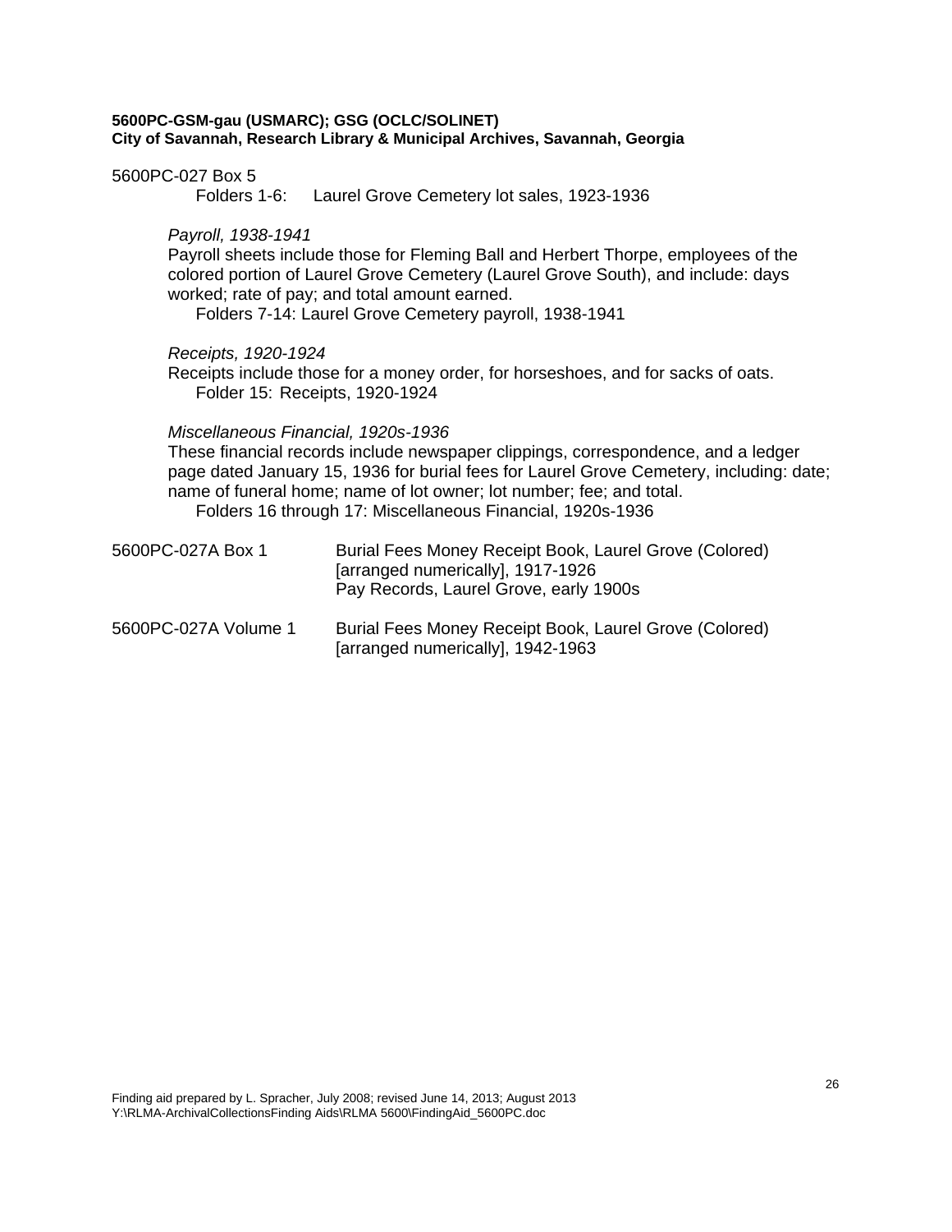**5600PC-GSM-gau (USMARC); GSG (OCLC/SOLINET)**
**City of Savannah, Research Library & Municipal Archives, Savannah, Georgia**

5600PC-027 Box 5
Folders 1-6: Laurel Grove Cemetery lot sales, 1923-1936

*Payroll, 1938-1941*
Payroll sheets include those for Fleming Ball and Herbert Thorpe, employees of the colored portion of Laurel Grove Cemetery (Laurel Grove South), and include: days worked; rate of pay; and total amount earned.
Folders 7-14: Laurel Grove Cemetery payroll, 1938-1941

*Receipts, 1920-1924*
Receipts include those for a money order, for horseshoes, and for sacks of oats.
Folder 15: Receipts, 1920-1924

*Miscellaneous Financial, 1920s-1936*
These financial records include newspaper clippings, correspondence, and a ledger page dated January 15, 1936 for burial fees for Laurel Grove Cemetery, including: date; name of funeral home; name of lot owner; lot number; fee; and total.
Folders 16 through 17: Miscellaneous Financial, 1920s-1936

5600PC-027A Box 1 — Burial Fees Money Receipt Book, Laurel Grove (Colored) [arranged numerically], 1917-1926
Pay Records, Laurel Grove, early 1900s

5600PC-027A Volume 1 — Burial Fees Money Receipt Book, Laurel Grove (Colored) [arranged numerically], 1942-1963

Finding aid prepared by L. Spracher, July 2008; revised June 14, 2013; August 2013
Y:\RLMA-ArchivalCollectionsFinding Aids\RLMA 5600\FindingAid_5600PC.doc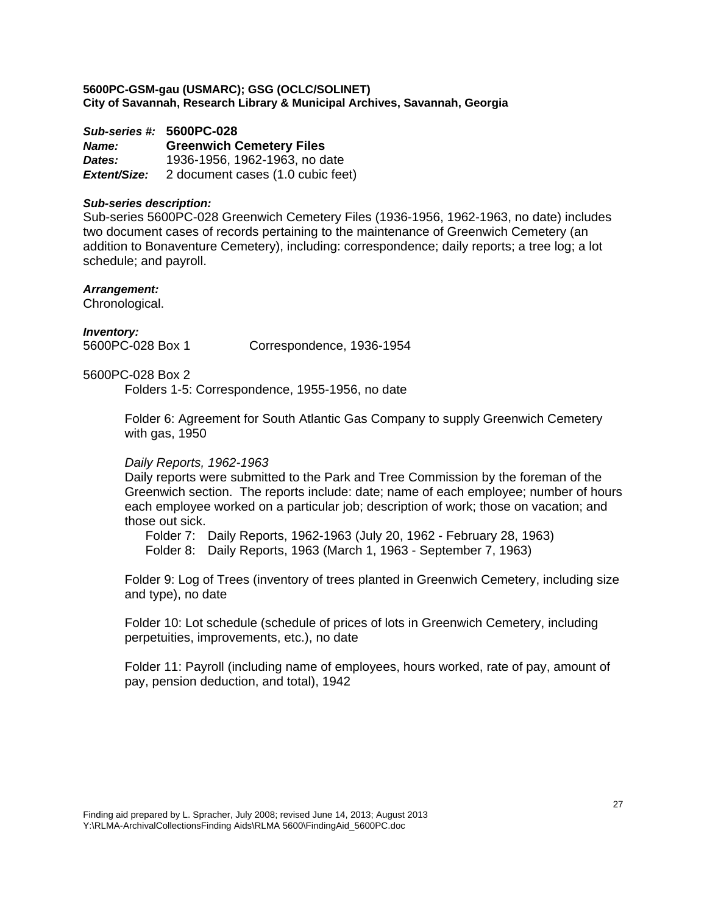**5600PC-GSM-gau (USMARC); GSG (OCLC/SOLINET)**
**City of Savannah, Research Library & Municipal Archives, Savannah, Georgia**

***Sub-series #:*** **5600PC-028**
***Name:*** **Greenwich Cemetery Files**
***Dates:*** 1936-1956, 1962-1963, no date
***Extent/Size:*** 2 document cases (1.0 cubic feet)

***Sub-series description:***
Sub-series 5600PC-028 Greenwich Cemetery Files (1936-1956, 1962-1963, no date) includes two document cases of records pertaining to the maintenance of Greenwich Cemetery (an addition to Bonaventure Cemetery), including: correspondence; daily reports; a tree log; a lot schedule; and payroll.

***Arrangement:***
Chronological.

***Inventory:***
5600PC-028 Box 1 Correspondence, 1936-1954

5600PC-028 Box 2

Folders 1-5: Correspondence, 1955-1956, no date

Folder 6: Agreement for South Atlantic Gas Company to supply Greenwich Cemetery with gas, 1950

*Daily Reports, 1962-1963*
Daily reports were submitted to the Park and Tree Commission by the foreman of the Greenwich section. The reports include: date; name of each employee; number of hours each employee worked on a particular job; description of work; those on vacation; and those out sick.

Folder 7: Daily Reports, 1962-1963 (July 20, 1962 - February 28, 1963)
Folder 8: Daily Reports, 1963 (March 1, 1963 - September 7, 1963)

Folder 9: Log of Trees (inventory of trees planted in Greenwich Cemetery, including size and type), no date

Folder 10: Lot schedule (schedule of prices of lots in Greenwich Cemetery, including perpetuities, improvements, etc.), no date

Folder 11: Payroll (including name of employees, hours worked, rate of pay, amount of pay, pension deduction, and total), 1942

Finding aid prepared by L. Spracher, July 2008; revised June 14, 2013; August 2013
Y:\RLMA-ArchivalCollectionsFinding Aids\RLMA 5600\FindingAid_5600PC.doc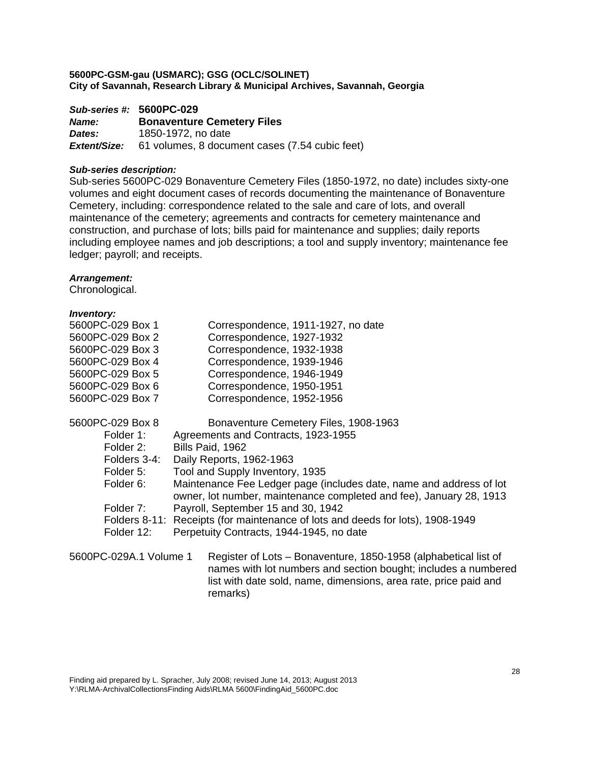**5600PC-GSM-gau (USMARC); GSG (OCLC/SOLINET)**
**City of Savannah, Research Library & Municipal Archives, Savannah, Georgia**

***Sub-series #:*** **5600PC-029**
***Name:*** **Bonaventure Cemetery Files**
***Dates:*** 1850-1972, no date
***Extent/Size:*** 61 volumes, 8 document cases (7.54 cubic feet)

***Sub-series description:***
Sub-series 5600PC-029 Bonaventure Cemetery Files (1850-1972, no date) includes sixty-one volumes and eight document cases of records documenting the maintenance of Bonaventure Cemetery, including: correspondence related to the sale and care of lots, and overall maintenance of the cemetery; agreements and contracts for cemetery maintenance and construction, and purchase of lots; bills paid for maintenance and supplies; daily reports including employee names and job descriptions; a tool and supply inventory; maintenance fee ledger; payroll; and receipts.

***Arrangement:***
Chronological.

***Inventory:***

5600PC-029 Box 1 Correspondence, 1911-1927, no date
5600PC-029 Box 2 Correspondence, 1927-1932
5600PC-029 Box 3 Correspondence, 1932-1938
5600PC-029 Box 4 Correspondence, 1939-1946
5600PC-029 Box 5 Correspondence, 1946-1949
5600PC-029 Box 6 Correspondence, 1950-1951
5600PC-029 Box 7 Correspondence, 1952-1956

5600PC-029 Box 8 Bonaventure Cemetery Files, 1908-1963
- Folder 1: Agreements and Contracts, 1923-1955
- Folder 2: Bills Paid, 1962
- Folders 3-4: Daily Reports, 1962-1963
- Folder 5: Tool and Supply Inventory, 1935
- Folder 6: Maintenance Fee Ledger page (includes date, name and address of lot owner, lot number, maintenance completed and fee), January 28, 1913
- Folder 7: Payroll, September 15 and 30, 1942
- Folders 8-11: Receipts (for maintenance of lots and deeds for lots), 1908-1949
- Folder 12: Perpetuity Contracts, 1944-1945, no date

5600PC-029A.1 Volume 1 Register of Lots – Bonaventure, 1850-1958 (alphabetical list of names with lot numbers and section bought; includes a numbered list with date sold, name, dimensions, area rate, price paid and remarks)

Finding aid prepared by L. Spracher, July 2008; revised June 14, 2013; August 2013
Y:\RLMA-ArchivalCollectionsFinding Aids\RLMA 5600\FindingAid_5600PC.doc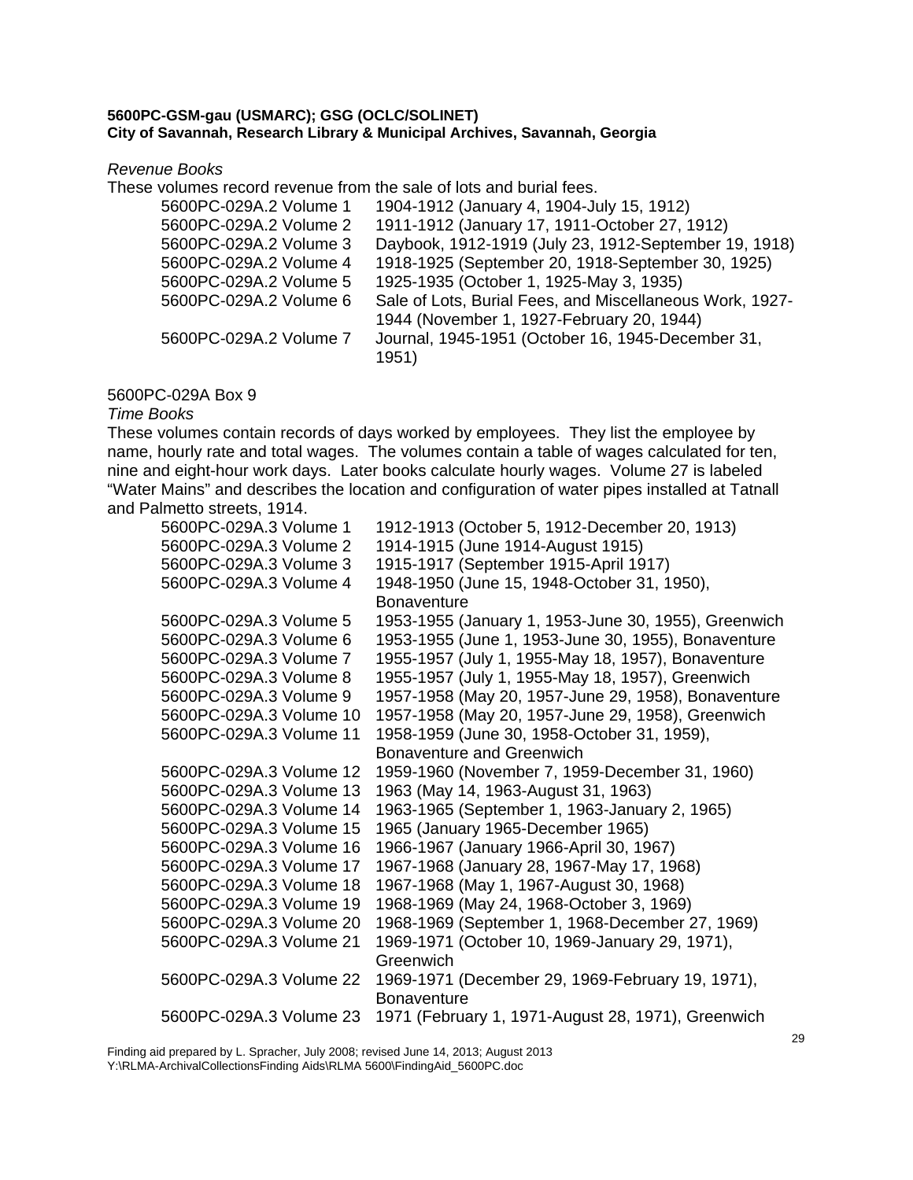**5600PC-GSM-gau (USMARC); GSG (OCLC/SOLINET)**
**City of Savannah, Research Library & Municipal Archives, Savannah, Georgia**

*Revenue Books*

These volumes record revenue from the sale of lots and burial fees.

| | |
|---|---|
| 5600PC-029A.2 Volume 1 | 1904-1912 (January 4, 1904-July 15, 1912) |
| 5600PC-029A.2 Volume 2 | 1911-1912 (January 17, 1911-October 27, 1912) |
| 5600PC-029A.2 Volume 3 | Daybook, 1912-1919 (July 23, 1912-September 19, 1918) |
| 5600PC-029A.2 Volume 4 | 1918-1925 (September 20, 1918-September 30, 1925) |
| 5600PC-029A.2 Volume 5 | 1925-1935 (October 1, 1925-May 3, 1935) |
| 5600PC-029A.2 Volume 6 | Sale of Lots, Burial Fees, and Miscellaneous Work, 1927-1944 (November 1, 1927-February 20, 1944) |
| 5600PC-029A.2 Volume 7 | Journal, 1945-1951 (October 16, 1945-December 31, 1951) |

5600PC-029A Box 9

*Time Books*

These volumes contain records of days worked by employees. They list the employee by name, hourly rate and total wages. The volumes contain a table of wages calculated for ten, nine and eight-hour work days. Later books calculate hourly wages. Volume 27 is labeled "Water Mains" and describes the location and configuration of water pipes installed at Tatnall and Palmetto streets, 1914.

| | |
|---|---|
| 5600PC-029A.3 Volume 1 | 1912-1913 (October 5, 1912-December 20, 1913) |
| 5600PC-029A.3 Volume 2 | 1914-1915 (June 1914-August 1915) |
| 5600PC-029A.3 Volume 3 | 1915-1917 (September 1915-April 1917) |
| 5600PC-029A.3 Volume 4 | 1948-1950 (June 15, 1948-October 31, 1950), Bonaventure |
| 5600PC-029A.3 Volume 5 | 1953-1955 (January 1, 1953-June 30, 1955), Greenwich |
| 5600PC-029A.3 Volume 6 | 1953-1955 (June 1, 1953-June 30, 1955), Bonaventure |
| 5600PC-029A.3 Volume 7 | 1955-1957 (July 1, 1955-May 18, 1957), Bonaventure |
| 5600PC-029A.3 Volume 8 | 1955-1957 (July 1, 1955-May 18, 1957), Greenwich |
| 5600PC-029A.3 Volume 9 | 1957-1958 (May 20, 1957-June 29, 1958), Bonaventure |
| 5600PC-029A.3 Volume 10 | 1957-1958 (May 20, 1957-June 29, 1958), Greenwich |
| 5600PC-029A.3 Volume 11 | 1958-1959 (June 30, 1958-October 31, 1959), Bonaventure and Greenwich |
| 5600PC-029A.3 Volume 12 | 1959-1960 (November 7, 1959-December 31, 1960) |
| 5600PC-029A.3 Volume 13 | 1963 (May 14, 1963-August 31, 1963) |
| 5600PC-029A.3 Volume 14 | 1963-1965 (September 1, 1963-January 2, 1965) |
| 5600PC-029A.3 Volume 15 | 1965 (January 1965-December 1965) |
| 5600PC-029A.3 Volume 16 | 1966-1967 (January 1966-April 30, 1967) |
| 5600PC-029A.3 Volume 17 | 1967-1968 (January 28, 1967-May 17, 1968) |
| 5600PC-029A.3 Volume 18 | 1967-1968 (May 1, 1967-August 30, 1968) |
| 5600PC-029A.3 Volume 19 | 1968-1969 (May 24, 1968-October 3, 1969) |
| 5600PC-029A.3 Volume 20 | 1968-1969 (September 1, 1968-December 27, 1969) |
| 5600PC-029A.3 Volume 21 | 1969-1971 (October 10, 1969-January 29, 1971), Greenwich |
| 5600PC-029A.3 Volume 22 | 1969-1971 (December 29, 1969-February 19, 1971), Bonaventure |
| 5600PC-029A.3 Volume 23 | 1971 (February 1, 1971-August 28, 1971), Greenwich |

Finding aid prepared by L. Spracher, July 2008; revised June 14, 2013; August 2013
Y:\RLMA-ArchivalCollectionsFinding Aids\RLMA 5600\FindingAid_5600PC.doc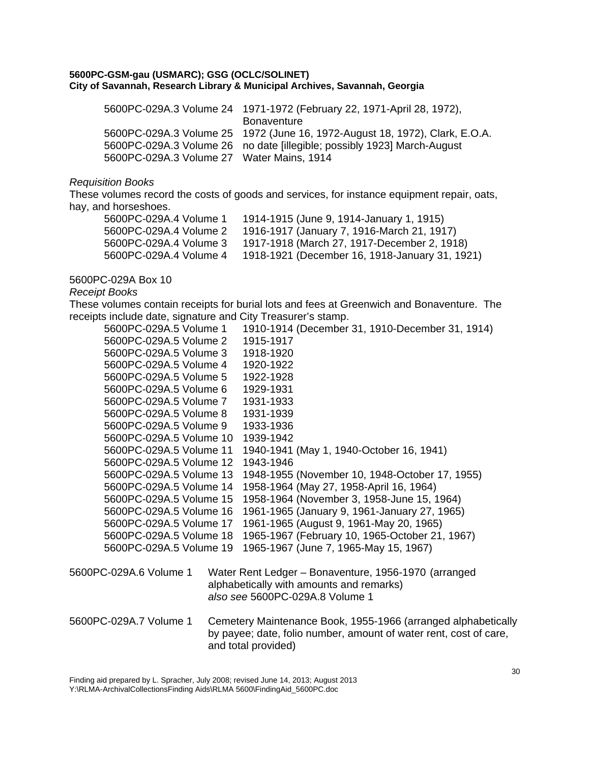| | |
|---|---|
| 5600PC-029A.3 Volume 24 | 1971-1972 (February 22, 1971-April 28, 1972), Bonaventure |
| 5600PC-029A.3 Volume 25 | 1972 (June 16, 1972-August 18, 1972), Clark, E.O.A. |
| 5600PC-029A.3 Volume 26 | no date [illegible; possibly 1923] March-August |
| 5600PC-029A.3 Volume 27 | Water Mains, 1914 |

*Requisition Books*

These volumes record the costs of goods and services, for instance equipment repair, oats, hay, and horseshoes.

| | |
|---|---|
| 5600PC-029A.4 Volume 1 | 1914-1915 (June 9, 1914-January 1, 1915) |
| 5600PC-029A.4 Volume 2 | 1916-1917 (January 7, 1916-March 21, 1917) |
| 5600PC-029A.4 Volume 3 | 1917-1918 (March 27, 1917-December 2, 1918) |
| 5600PC-029A.4 Volume 4 | 1918-1921 (December 16, 1918-January 31, 1921) |

5600PC-029A Box 10

*Receipt Books*

These volumes contain receipts for burial lots and fees at Greenwich and Bonaventure. The receipts include date, signature and City Treasurer's stamp.

| | |
|---|---|
| 5600PC-029A.5 Volume 1 | 1910-1914 (December 31, 1910-December 31, 1914) |
| 5600PC-029A.5 Volume 2 | 1915-1917 |
| 5600PC-029A.5 Volume 3 | 1918-1920 |
| 5600PC-029A.5 Volume 4 | 1920-1922 |
| 5600PC-029A.5 Volume 5 | 1922-1928 |
| 5600PC-029A.5 Volume 6 | 1929-1931 |
| 5600PC-029A.5 Volume 7 | 1931-1933 |
| 5600PC-029A.5 Volume 8 | 1931-1939 |
| 5600PC-029A.5 Volume 9 | 1933-1936 |
| 5600PC-029A.5 Volume 10 | 1939-1942 |
| 5600PC-029A.5 Volume 11 | 1940-1941 (May 1, 1940-October 16, 1941) |
| 5600PC-029A.5 Volume 12 | 1943-1946 |
| 5600PC-029A.5 Volume 13 | 1948-1955 (November 10, 1948-October 17, 1955) |
| 5600PC-029A.5 Volume 14 | 1958-1964 (May 27, 1958-April 16, 1964) |
| 5600PC-029A.5 Volume 15 | 1958-1964 (November 3, 1958-June 15, 1964) |
| 5600PC-029A.5 Volume 16 | 1961-1965 (January 9, 1961-January 27, 1965) |
| 5600PC-029A.5 Volume 17 | 1961-1965 (August 9, 1961-May 20, 1965) |
| 5600PC-029A.5 Volume 18 | 1965-1967 (February 10, 1965-October 21, 1967) |
| 5600PC-029A.5 Volume 19 | 1965-1967 (June 7, 1965-May 15, 1967) |

| | |
|---|---|
| 5600PC-029A.6 Volume 1 | Water Rent Ledger – Bonaventure, 1956-1970 (arranged alphabetically with amounts and remarks) *also see* 5600PC-029A.8 Volume 1 |
| 5600PC-029A.7 Volume 1 | Cemetery Maintenance Book, 1955-1966 (arranged alphabetically by payee; date, folio number, amount of water rent, cost of care, and total provided) |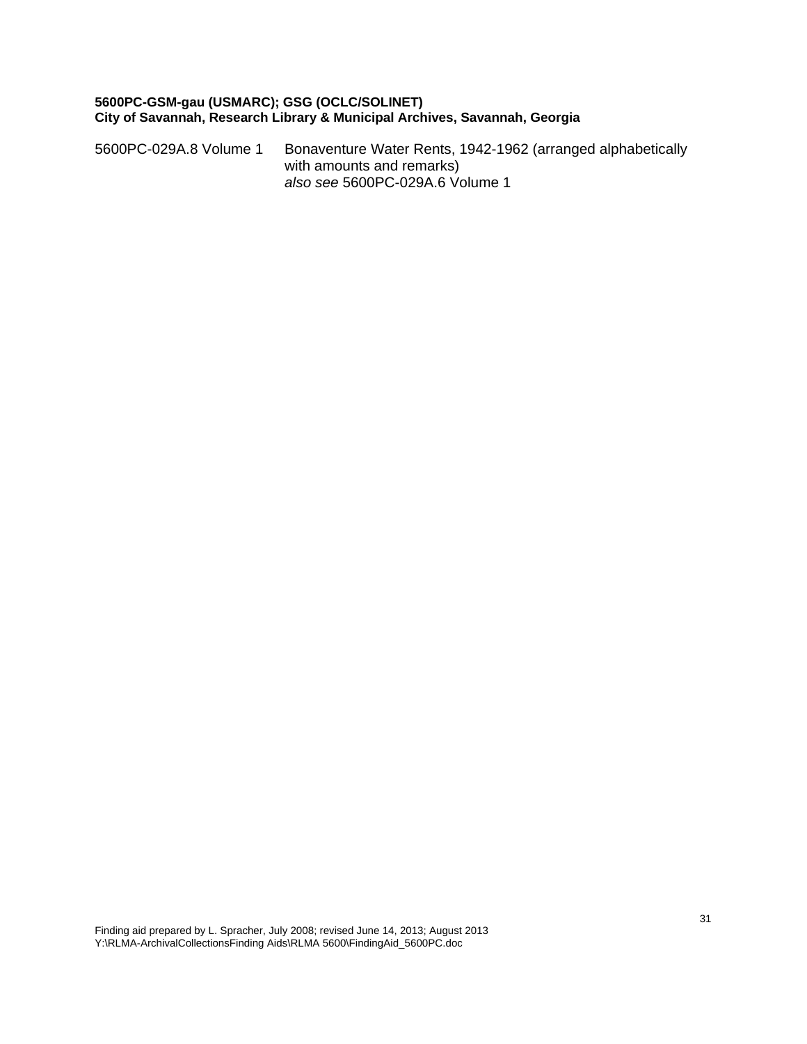**5600PC-GSM-gau (USMARC); GSG (OCLC/SOLINET)**
**City of Savannah, Research Library & Municipal Archives, Savannah, Georgia**

| | |
|---|---|
| 5600PC-029A.8 Volume 1 | Bonaventure Water Rents, 1942-1962 (arranged alphabetically with amounts and remarks) *also see* 5600PC-029A.6 Volume 1 |

Finding aid prepared by L. Spracher, July 2008; revised June 14, 2013; August 2013
Y:\RLMA-ArchivalCollectionsFinding Aids\RLMA 5600\FindingAid_5600PC.doc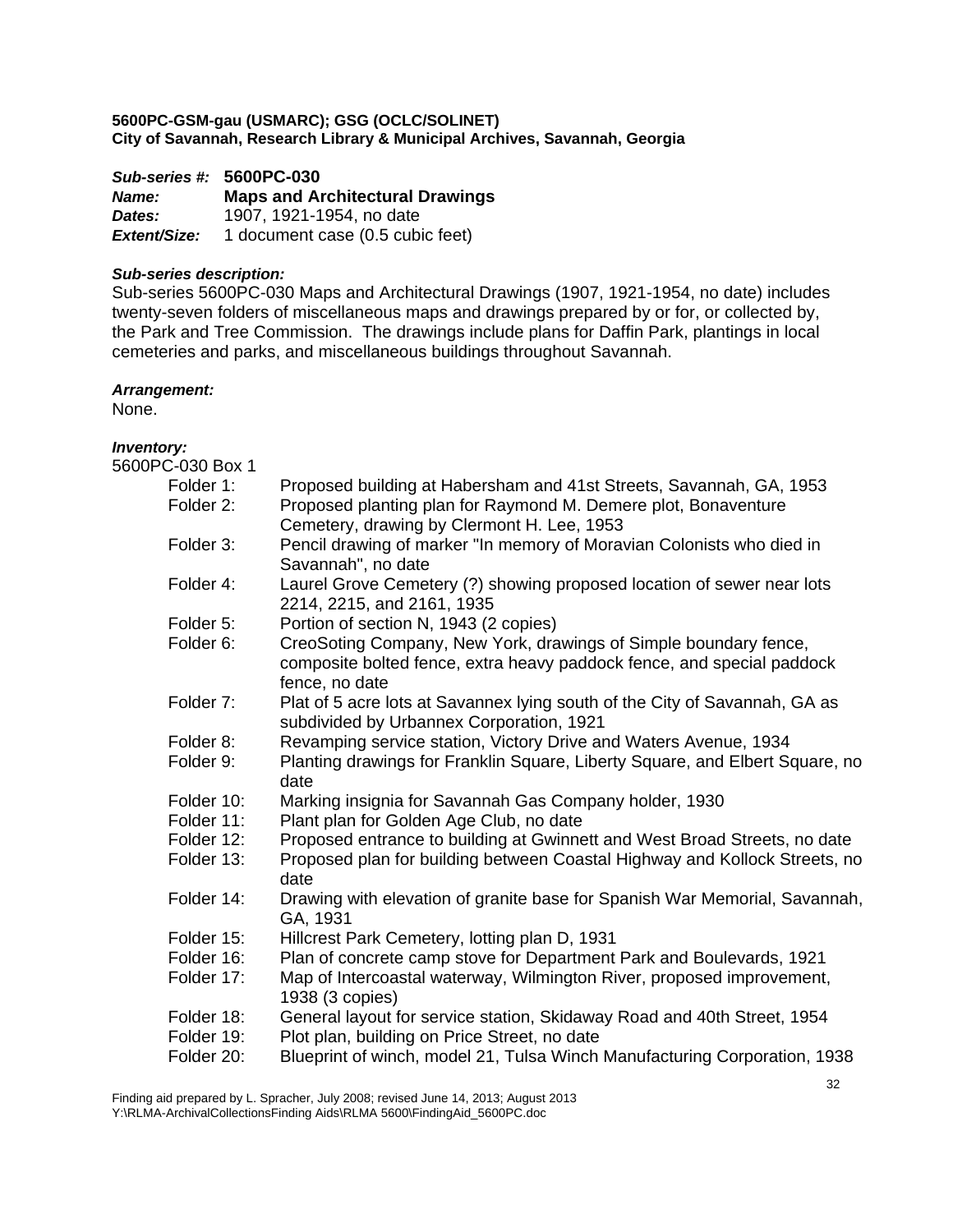**5600PC-GSM-gau (USMARC); GSG (OCLC/SOLINET)**
**City of Savannah, Research Library & Municipal Archives, Savannah, Georgia**

***Sub-series #:*** **5600PC-030**
***Name:*** **Maps and Architectural Drawings**
***Dates:*** 1907, 1921-1954, no date
***Extent/Size:*** 1 document case (0.5 cubic feet)

***Sub-series description:***
Sub-series 5600PC-030 Maps and Architectural Drawings (1907, 1921-1954, no date) includes twenty-seven folders of miscellaneous maps and drawings prepared by or for, or collected by, the Park and Tree Commission. The drawings include plans for Daffin Park, plantings in local cemeteries and parks, and miscellaneous buildings throughout Savannah.

***Arrangement:***
None.

***Inventory:***
5600PC-030 Box 1

- Folder 1: Proposed building at Habersham and 41st Streets, Savannah, GA, 1953
- Folder 2: Proposed planting plan for Raymond M. Demere plot, Bonaventure Cemetery, drawing by Clermont H. Lee, 1953
- Folder 3: Pencil drawing of marker "In memory of Moravian Colonists who died in Savannah", no date
- Folder 4: Laurel Grove Cemetery (?) showing proposed location of sewer near lots 2214, 2215, and 2161, 1935
- Folder 5: Portion of section N, 1943 (2 copies)
- Folder 6: CreoSoting Company, New York, drawings of Simple boundary fence, composite bolted fence, extra heavy paddock fence, and special paddock fence, no date
- Folder 7: Plat of 5 acre lots at Savannex lying south of the City of Savannah, GA as subdivided by Urbannex Corporation, 1921
- Folder 8: Revamping service station, Victory Drive and Waters Avenue, 1934
- Folder 9: Planting drawings for Franklin Square, Liberty Square, and Elbert Square, no date
- Folder 10: Marking insignia for Savannah Gas Company holder, 1930
- Folder 11: Plant plan for Golden Age Club, no date
- Folder 12: Proposed entrance to building at Gwinnett and West Broad Streets, no date
- Folder 13: Proposed plan for building between Coastal Highway and Kollock Streets, no date
- Folder 14: Drawing with elevation of granite base for Spanish War Memorial, Savannah, GA, 1931
- Folder 15: Hillcrest Park Cemetery, lotting plan D, 1931
- Folder 16: Plan of concrete camp stove for Department Park and Boulevards, 1921
- Folder 17: Map of Intercoastal waterway, Wilmington River, proposed improvement, 1938 (3 copies)
- Folder 18: General layout for service station, Skidaway Road and 40th Street, 1954
- Folder 19: Plot plan, building on Price Street, no date
- Folder 20: Blueprint of winch, model 21, Tulsa Winch Manufacturing Corporation, 1938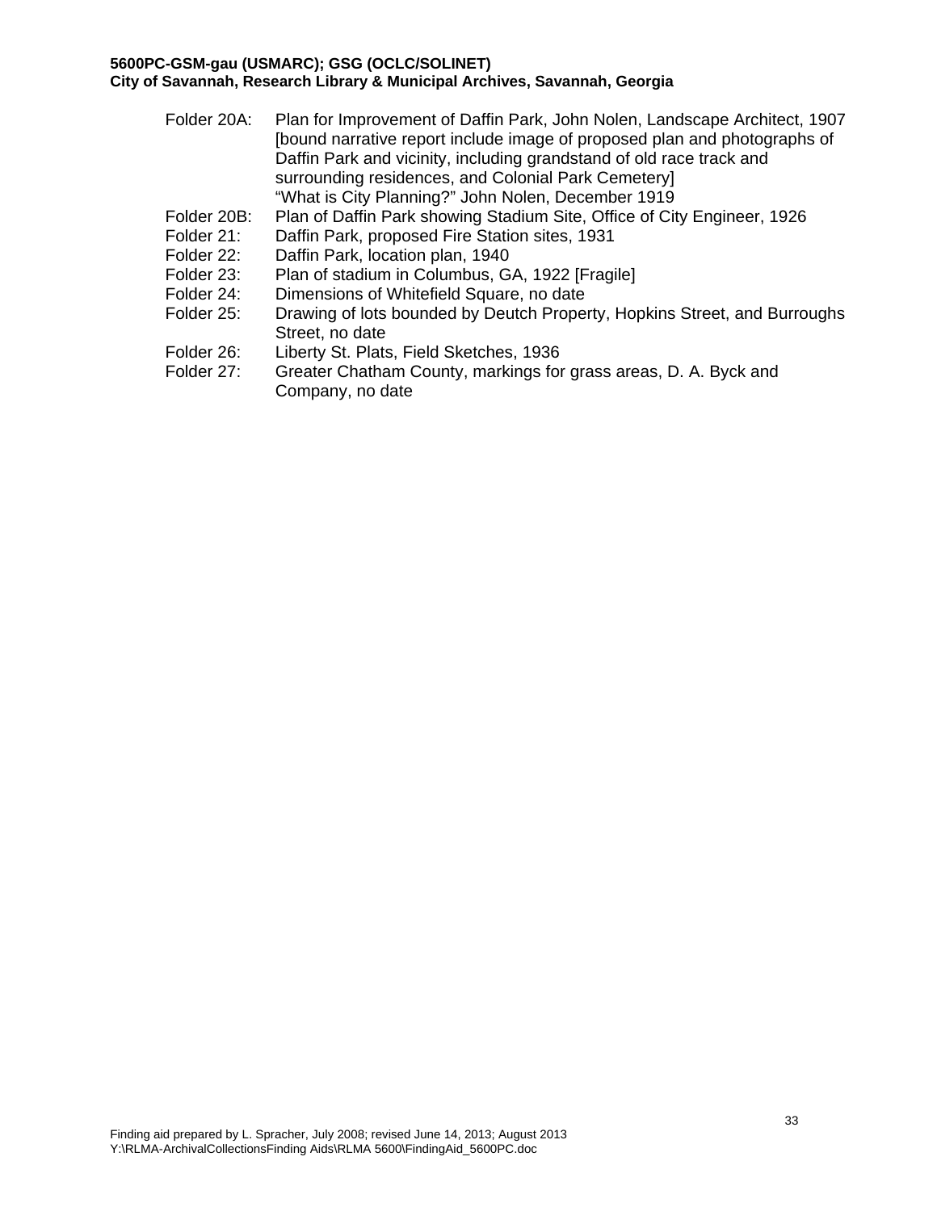Folder 20A: Plan for Improvement of Daffin Park, John Nolen, Landscape Architect, 1907 [bound narrative report include image of proposed plan and photographs of Daffin Park and vicinity, including grandstand of old race track and surrounding residences, and Colonial Park Cemetery]
"What is City Planning?" John Nolen, December 1919

Folder 20B: Plan of Daffin Park showing Stadium Site, Office of City Engineer, 1926

Folder 21: Daffin Park, proposed Fire Station sites, 1931

Folder 22: Daffin Park, location plan, 1940

Folder 23: Plan of stadium in Columbus, GA, 1922 [Fragile]

Folder 24: Dimensions of Whitefield Square, no date

Folder 25: Drawing of lots bounded by Deutch Property, Hopkins Street, and Burroughs Street, no date

Folder 26: Liberty St. Plats, Field Sketches, 1936

Folder 27: Greater Chatham County, markings for grass areas, D. A. Byck and Company, no date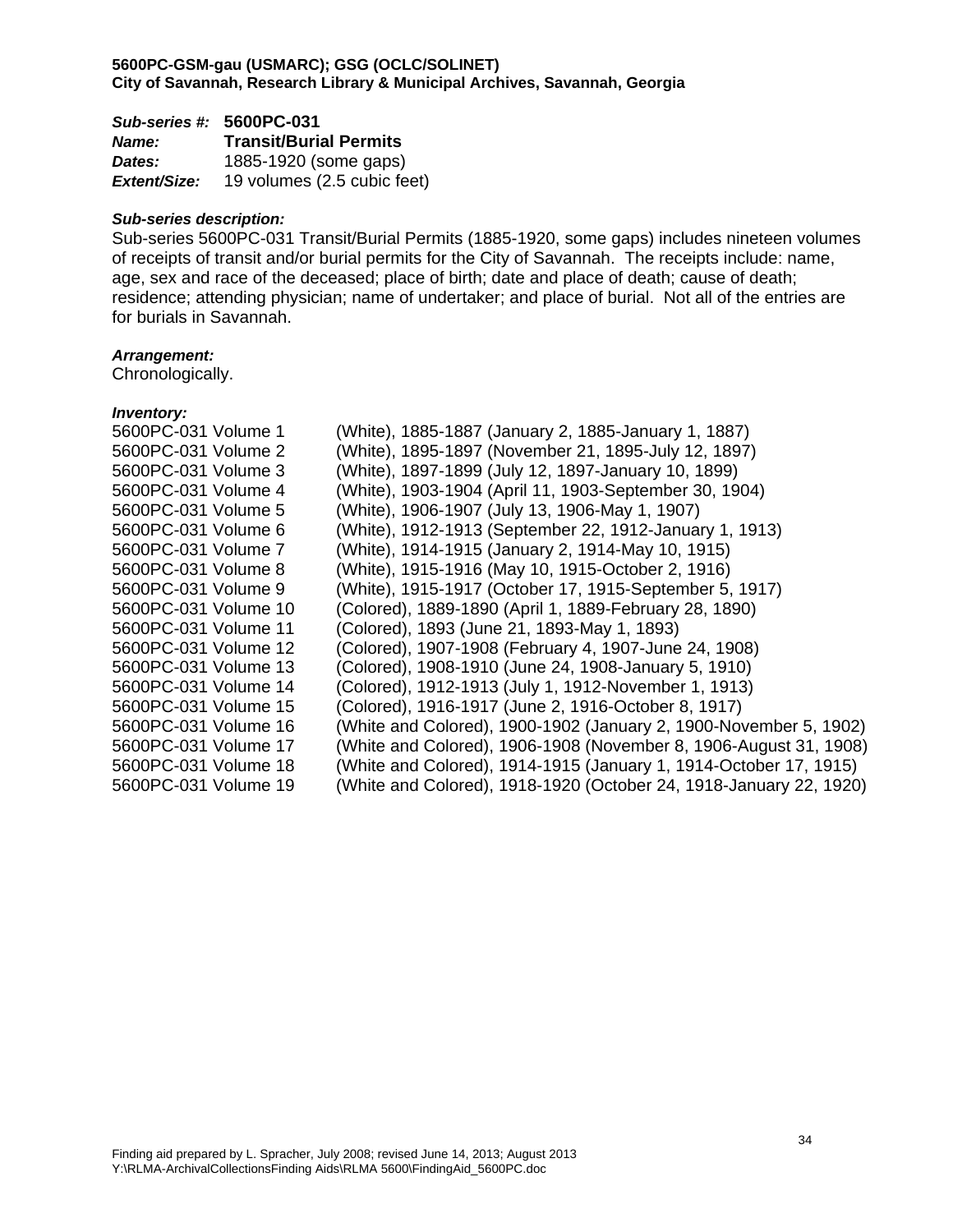**5600PC-GSM-gau (USMARC); GSG (OCLC/SOLINET)**
**City of Savannah, Research Library & Municipal Archives, Savannah, Georgia**

***Sub-series #:*** **5600PC-031**
***Name:*** **Transit/Burial Permits**
***Dates:*** 1885-1920 (some gaps)
***Extent/Size:*** 19 volumes (2.5 cubic feet)

***Sub-series description:***
Sub-series 5600PC-031 Transit/Burial Permits (1885-1920, some gaps) includes nineteen volumes of receipts of transit and/or burial permits for the City of Savannah. The receipts include: name, age, sex and race of the deceased; place of birth; date and place of death; cause of death; residence; attending physician; name of undertaker; and place of burial. Not all of the entries are for burials in Savannah.

***Arrangement:***
Chronologically.

***Inventory:***

| | |
|---|---|
| 5600PC-031 Volume 1 | (White), 1885-1887 (January 2, 1885-January 1, 1887) |
| 5600PC-031 Volume 2 | (White), 1895-1897 (November 21, 1895-July 12, 1897) |
| 5600PC-031 Volume 3 | (White), 1897-1899 (July 12, 1897-January 10, 1899) |
| 5600PC-031 Volume 4 | (White), 1903-1904 (April 11, 1903-September 30, 1904) |
| 5600PC-031 Volume 5 | (White), 1906-1907 (July 13, 1906-May 1, 1907) |
| 5600PC-031 Volume 6 | (White), 1912-1913 (September 22, 1912-January 1, 1913) |
| 5600PC-031 Volume 7 | (White), 1914-1915 (January 2, 1914-May 10, 1915) |
| 5600PC-031 Volume 8 | (White), 1915-1916 (May 10, 1915-October 2, 1916) |
| 5600PC-031 Volume 9 | (White), 1915-1917 (October 17, 1915-September 5, 1917) |
| 5600PC-031 Volume 10 | (Colored), 1889-1890 (April 1, 1889-February 28, 1890) |
| 5600PC-031 Volume 11 | (Colored), 1893 (June 21, 1893-May 1, 1893) |
| 5600PC-031 Volume 12 | (Colored), 1907-1908 (February 4, 1907-June 24, 1908) |
| 5600PC-031 Volume 13 | (Colored), 1908-1910 (June 24, 1908-January 5, 1910) |
| 5600PC-031 Volume 14 | (Colored), 1912-1913 (July 1, 1912-November 1, 1913) |
| 5600PC-031 Volume 15 | (Colored), 1916-1917 (June 2, 1916-October 8, 1917) |
| 5600PC-031 Volume 16 | (White and Colored), 1900-1902 (January 2, 1900-November 5, 1902) |
| 5600PC-031 Volume 17 | (White and Colored), 1906-1908 (November 8, 1906-August 31, 1908) |
| 5600PC-031 Volume 18 | (White and Colored), 1914-1915 (January 1, 1914-October 17, 1915) |
| 5600PC-031 Volume 19 | (White and Colored), 1918-1920 (October 24, 1918-January 22, 1920) |

Finding aid prepared by L. Spracher, July 2008; revised June 14, 2013; August 2013
Y:\RLMA-ArchivalCollectionsFinding Aids\RLMA 5600\FindingAid_5600PC.doc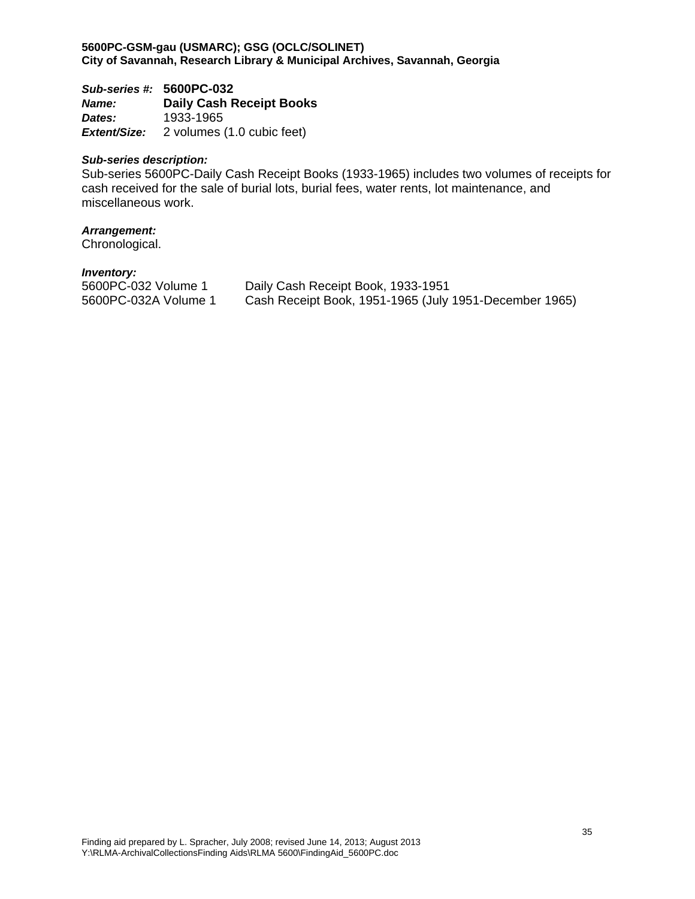**5600PC-GSM-gau (USMARC); GSG (OCLC/SOLINET)**
**City of Savannah, Research Library & Municipal Archives, Savannah, Georgia**

***Sub-series #:*** **5600PC-032**
***Name:*** **Daily Cash Receipt Books**
***Dates:*** 1933-1965
***Extent/Size:*** 2 volumes (1.0 cubic feet)

***Sub-series description:***
Sub-series 5600PC-Daily Cash Receipt Books (1933-1965) includes two volumes of receipts for cash received for the sale of burial lots, burial fees, water rents, lot maintenance, and miscellaneous work.

***Arrangement:***
Chronological.

***Inventory:***

| | |
|---|---|
| 5600PC-032 Volume 1 | Daily Cash Receipt Book, 1933-1951 |
| 5600PC-032A Volume 1 | Cash Receipt Book, 1951-1965 (July 1951-December 1965) |

Finding aid prepared by L. Spracher, July 2008; revised June 14, 2013; August 2013
Y:\RLMA-ArchivalCollectionsFinding Aids\RLMA 5600\FindingAid_5600PC.doc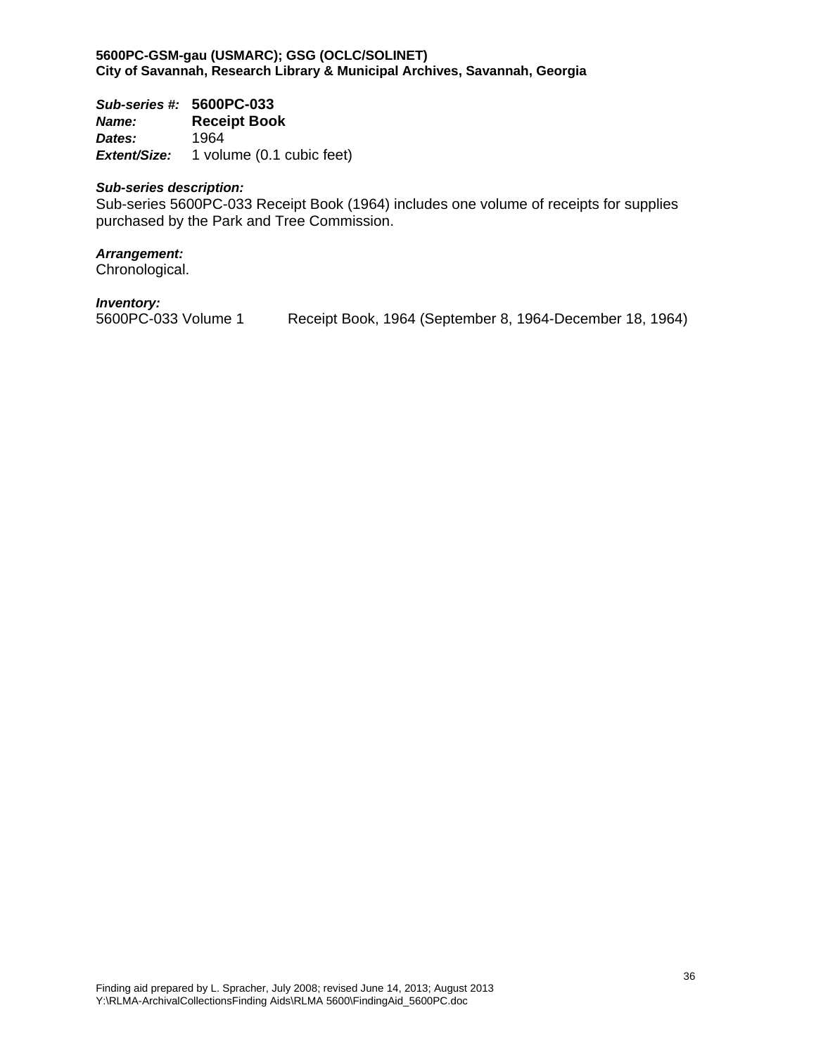**5600PC-GSM-gau (USMARC); GSG (OCLC/SOLINET)**
**City of Savannah, Research Library & Municipal Archives, Savannah, Georgia**

***Sub-series #:*** **5600PC-033**
***Name:*** **Receipt Book**
***Dates:*** 1964
***Extent/Size:*** 1 volume (0.1 cubic feet)

***Sub-series description:***
Sub-series 5600PC-033 Receipt Book (1964) includes one volume of receipts for supplies purchased by the Park and Tree Commission.

***Arrangement:***
Chronological.

***Inventory:***

| | |
|---|---|
| 5600PC-033 Volume 1 | Receipt Book, 1964 (September 8, 1964-December 18, 1964) |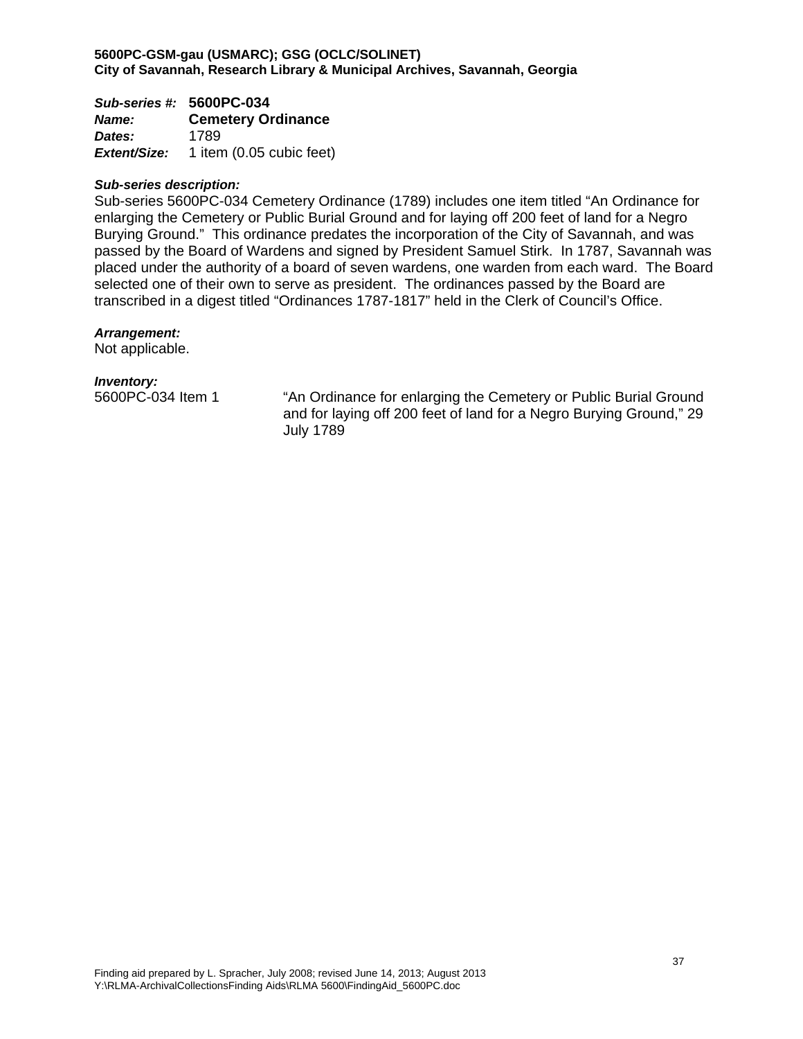**5600PC-GSM-gau (USMARC); GSG (OCLC/SOLINET)**
**City of Savannah, Research Library & Municipal Archives, Savannah, Georgia**

***Sub-series #:*** **5600PC-034**
***Name:*** **Cemetery Ordinance**
***Dates:*** 1789
***Extent/Size:*** 1 item (0.05 cubic feet)

***Sub-series description:***
Sub-series 5600PC-034 Cemetery Ordinance (1789) includes one item titled "An Ordinance for enlarging the Cemetery or Public Burial Ground and for laying off 200 feet of land for a Negro Burying Ground." This ordinance predates the incorporation of the City of Savannah, and was passed by the Board of Wardens and signed by President Samuel Stirk. In 1787, Savannah was placed under the authority of a board of seven wardens, one warden from each ward. The Board selected one of their own to serve as president. The ordinances passed by the Board are transcribed in a digest titled "Ordinances 1787-1817" held in the Clerk of Council's Office.

***Arrangement:***
Not applicable.

***Inventory:***

| | |
|---|---|
| 5600PC-034 Item 1 | "An Ordinance for enlarging the Cemetery or Public Burial Ground and for laying off 200 feet of land for a Negro Burying Ground," 29 July 1789 |

Finding aid prepared by L. Spracher, July 2008; revised June 14, 2013; August 2013
Y:\RLMA-ArchivalCollectionsFinding Aids\RLMA 5600\FindingAid_5600PC.doc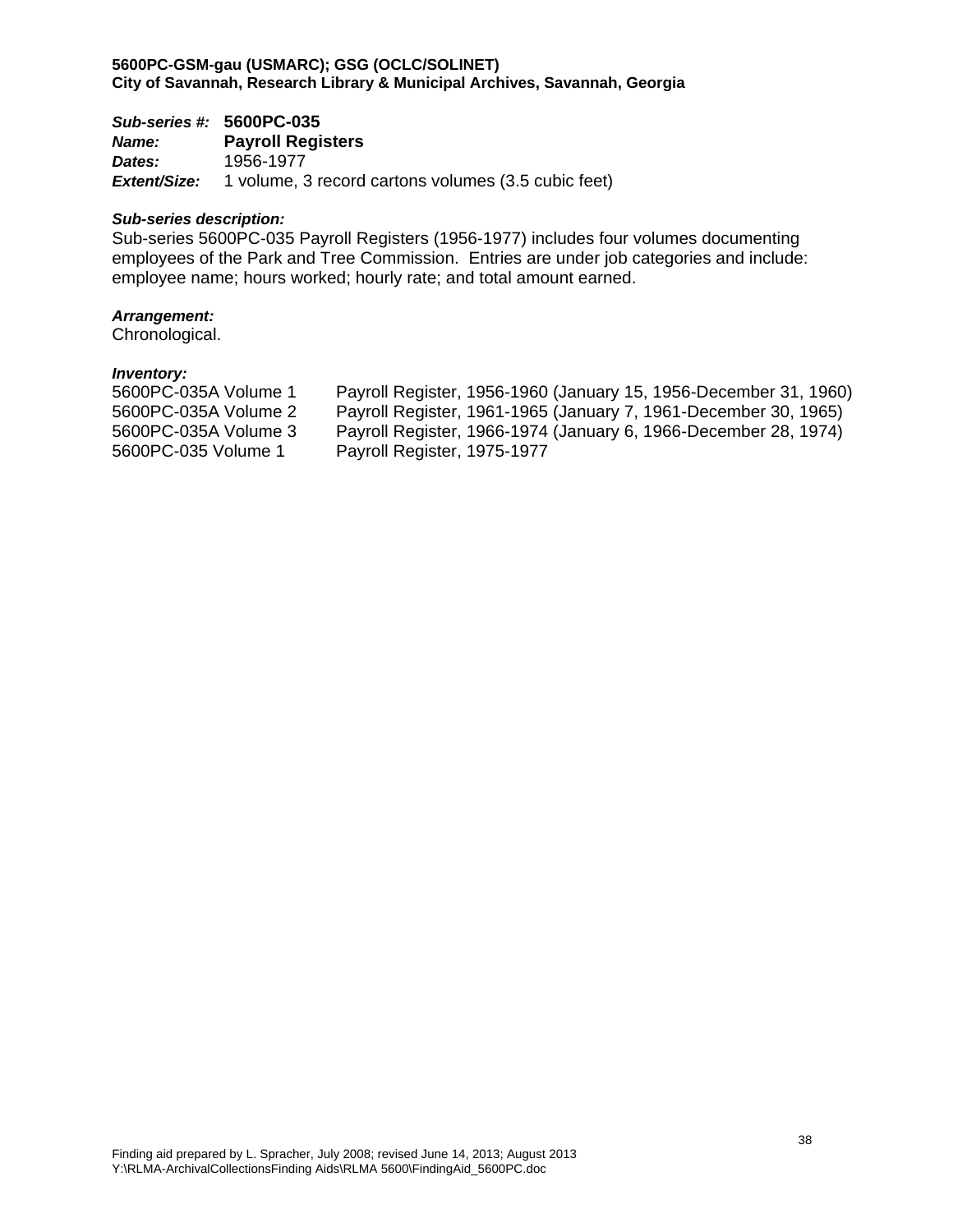**5600PC-GSM-gau (USMARC); GSG (OCLC/SOLINET)**
**City of Savannah, Research Library & Municipal Archives, Savannah, Georgia**

***Sub-series #:*** **5600PC-035**
***Name:*** **Payroll Registers**
***Dates:*** 1956-1977
***Extent/Size:*** 1 volume, 3 record cartons volumes (3.5 cubic feet)

***Sub-series description:***
Sub-series 5600PC-035 Payroll Registers (1956-1977) includes four volumes documenting employees of the Park and Tree Commission. Entries are under job categories and include: employee name; hours worked; hourly rate; and total amount earned.

***Arrangement:***
Chronological.

***Inventory:***

| | |
|---|---|
| 5600PC-035A Volume 1 | Payroll Register, 1956-1960 (January 15, 1956-December 31, 1960) |
| 5600PC-035A Volume 2 | Payroll Register, 1961-1965 (January 7, 1961-December 30, 1965) |
| 5600PC-035A Volume 3 | Payroll Register, 1966-1974 (January 6, 1966-December 28, 1974) |
| 5600PC-035 Volume 1 | Payroll Register, 1975-1977 |

Finding aid prepared by L. Spracher, July 2008; revised June 14, 2013; August 2013
Y:\RLMA-ArchivalCollectionsFinding Aids\RLMA 5600\FindingAid_5600PC.doc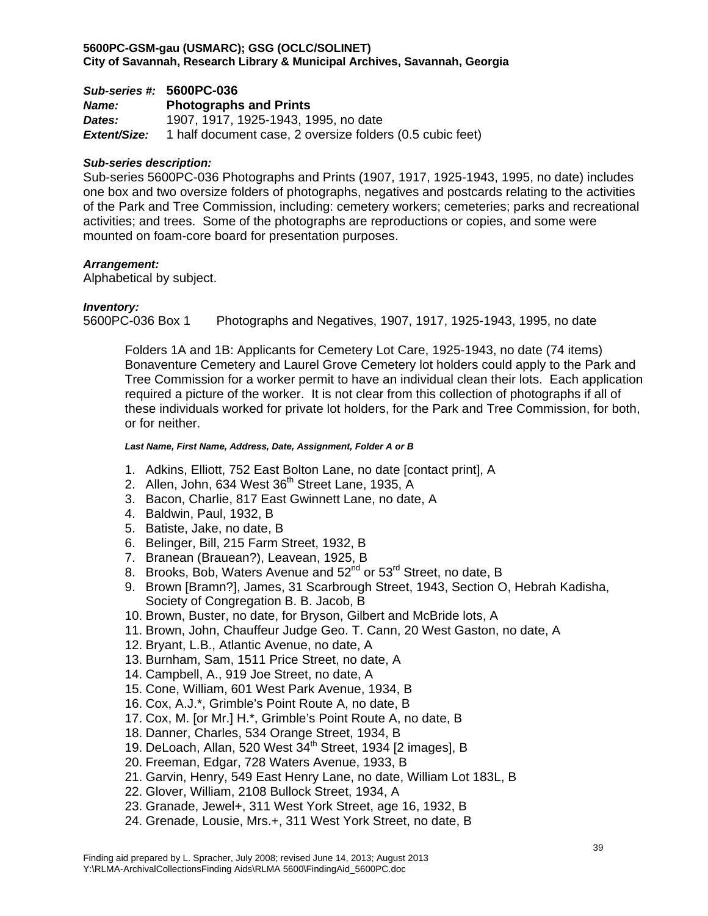**5600PC-GSM-gau (USMARC); GSG (OCLC/SOLINET)**
**City of Savannah, Research Library & Municipal Archives, Savannah, Georgia**

***Sub-series #:*** **5600PC-036**
***Name:*** **Photographs and Prints**
***Dates:*** 1907, 1917, 1925-1943, 1995, no date
***Extent/Size:*** 1 half document case, 2 oversize folders (0.5 cubic feet)

***Sub-series description:***
Sub-series 5600PC-036 Photographs and Prints (1907, 1917, 1925-1943, 1995, no date) includes one box and two oversize folders of photographs, negatives and postcards relating to the activities of the Park and Tree Commission, including: cemetery workers; cemeteries; parks and recreational activities; and trees. Some of the photographs are reproductions or copies, and some were mounted on foam-core board for presentation purposes.

***Arrangement:***
Alphabetical by subject.

***Inventory:***
5600PC-036 Box 1 Photographs and Negatives, 1907, 1917, 1925-1943, 1995, no date

Folders 1A and 1B: Applicants for Cemetery Lot Care, 1925-1943, no date (74 items)
Bonaventure Cemetery and Laurel Grove Cemetery lot holders could apply to the Park and Tree Commission for a worker permit to have an individual clean their lots. Each application required a picture of the worker. It is not clear from this collection of photographs if all of these individuals worked for private lot holders, for the Park and Tree Commission, for both, or for neither.

***Last Name, First Name, Address, Date, Assignment, Folder A or B***

1. Adkins, Elliott, 752 East Bolton Lane, no date [contact print], A
2. Allen, John, 634 West 36th Street Lane, 1935, A
3. Bacon, Charlie, 817 East Gwinnett Lane, no date, A
4. Baldwin, Paul, 1932, B
5. Batiste, Jake, no date, B
6. Belinger, Bill, 215 Farm Street, 1932, B
7. Branean (Brauean?), Leavean, 1925, B
8. Brooks, Bob, Waters Avenue and 52nd or 53rd Street, no date, B
9. Brown [Bramn?], James, 31 Scarbrough Street, 1943, Section O, Hebrah Kadisha, Society of Congregation B. B. Jacob, B
10. Brown, Buster, no date, for Bryson, Gilbert and McBride lots, A
11. Brown, John, Chauffeur Judge Geo. T. Cann, 20 West Gaston, no date, A
12. Bryant, L.B., Atlantic Avenue, no date, A
13. Burnham, Sam, 1511 Price Street, no date, A
14. Campbell, A., 919 Joe Street, no date, A
15. Cone, William, 601 West Park Avenue, 1934, B
16. Cox, A.J.*, Grimble's Point Route A, no date, B
17. Cox, M. [or Mr.] H.*, Grimble's Point Route A, no date, B
18. Danner, Charles, 534 Orange Street, 1934, B
19. DeLoach, Allan, 520 West 34th Street, 1934 [2 images], B
20. Freeman, Edgar, 728 Waters Avenue, 1933, B
21. Garvin, Henry, 549 East Henry Lane, no date, William Lot 183L, B
22. Glover, William, 2108 Bullock Street, 1934, A
23. Granade, Jewel+, 311 West York Street, age 16, 1932, B
24. Grenade, Lousie, Mrs.+, 311 West York Street, no date, B

Finding aid prepared by L. Spracher, July 2008; revised June 14, 2013; August 2013
Y:\RLMA-ArchivalCollectionsFinding Aids\RLMA 5600\FindingAid_5600PC.doc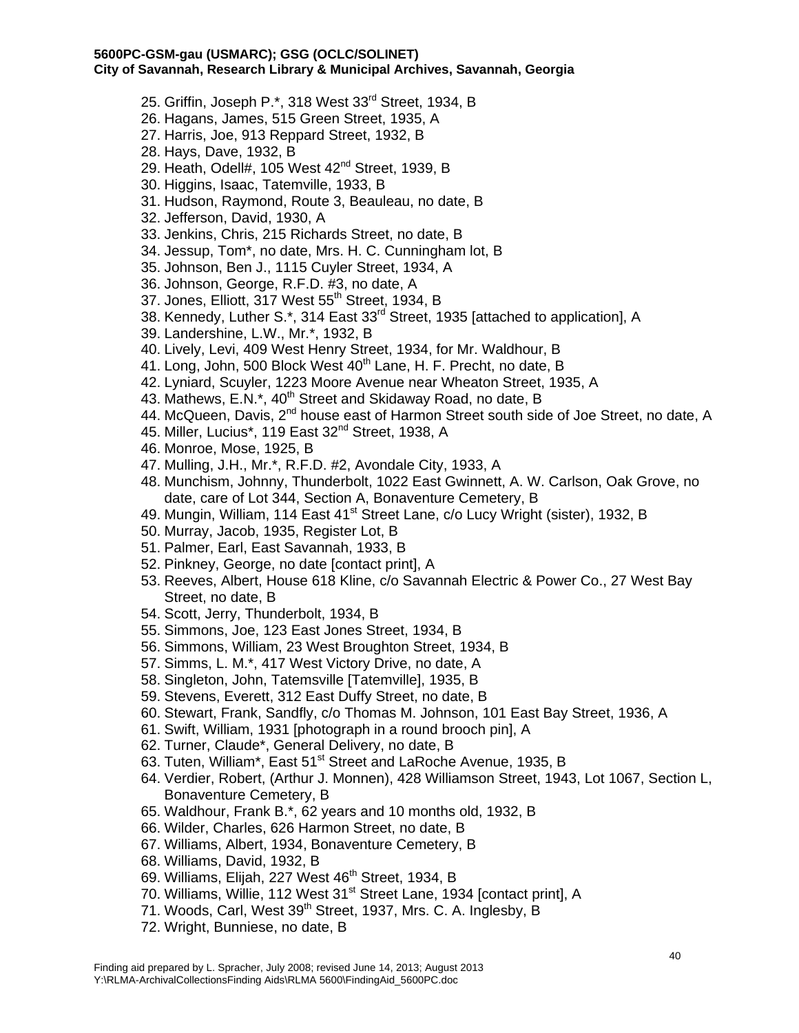25. Griffin, Joseph P.*, 318 West 33rd Street, 1934, B
26. Hagans, James, 515 Green Street, 1935, A
27. Harris, Joe, 913 Reppard Street, 1932, B
28. Hays, Dave, 1932, B
29. Heath, Odell#, 105 West 42nd Street, 1939, B
30. Higgins, Isaac, Tatemville, 1933, B
31. Hudson, Raymond, Route 3, Beauleau, no date, B
32. Jefferson, David, 1930, A
33. Jenkins, Chris, 215 Richards Street, no date, B
34. Jessup, Tom*, no date, Mrs. H. C. Cunningham lot, B
35. Johnson, Ben J., 1115 Cuyler Street, 1934, A
36. Johnson, George, R.F.D. #3, no date, A
37. Jones, Elliott, 317 West 55th Street, 1934, B
38. Kennedy, Luther S.*, 314 East 33rd Street, 1935 [attached to application], A
39. Landershine, L.W., Mr.*, 1932, B
40. Lively, Levi, 409 West Henry Street, 1934, for Mr. Waldhour, B
41. Long, John, 500 Block West 40th Lane, H. F. Precht, no date, B
42. Lyniard, Scuyler, 1223 Moore Avenue near Wheaton Street, 1935, A
43. Mathews, E.N.*, 40th Street and Skidaway Road, no date, B
44. McQueen, Davis, 2nd house east of Harmon Street south side of Joe Street, no date, A
45. Miller, Lucius*, 119 East 32nd Street, 1938, A
46. Monroe, Mose, 1925, B
47. Mulling, J.H., Mr.*, R.F.D. #2, Avondale City, 1933, A
48. Munchism, Johnny, Thunderbolt, 1022 East Gwinnett, A. W. Carlson, Oak Grove, no date, care of Lot 344, Section A, Bonaventure Cemetery, B
49. Mungin, William, 114 East 41st Street Lane, c/o Lucy Wright (sister), 1932, B
50. Murray, Jacob, 1935, Register Lot, B
51. Palmer, Earl, East Savannah, 1933, B
52. Pinkney, George, no date [contact print], A
53. Reeves, Albert, House 618 Kline, c/o Savannah Electric & Power Co., 27 West Bay Street, no date, B
54. Scott, Jerry, Thunderbolt, 1934, B
55. Simmons, Joe, 123 East Jones Street, 1934, B
56. Simmons, William, 23 West Broughton Street, 1934, B
57. Simms, L. M.*, 417 West Victory Drive, no date, A
58. Singleton, John, Tatemsville [Tatemville], 1935, B
59. Stevens, Everett, 312 East Duffy Street, no date, B
60. Stewart, Frank, Sandfly, c/o Thomas M. Johnson, 101 East Bay Street, 1936, A
61. Swift, William, 1931 [photograph in a round brooch pin], A
62. Turner, Claude*, General Delivery, no date, B
63. Tuten, William*, East 51st Street and LaRoche Avenue, 1935, B
64. Verdier, Robert, (Arthur J. Monnen), 428 Williamson Street, 1943, Lot 1067, Section L, Bonaventure Cemetery, B
65. Waldhour, Frank B.*, 62 years and 10 months old, 1932, B
66. Wilder, Charles, 626 Harmon Street, no date, B
67. Williams, Albert, 1934, Bonaventure Cemetery, B
68. Williams, David, 1932, B
69. Williams, Elijah, 227 West 46th Street, 1934, B
70. Williams, Willie, 112 West 31st Street Lane, 1934 [contact print], A
71. Woods, Carl, West 39th Street, 1937, Mrs. C. A. Inglesby, B
72. Wright, Bunniese, no date, B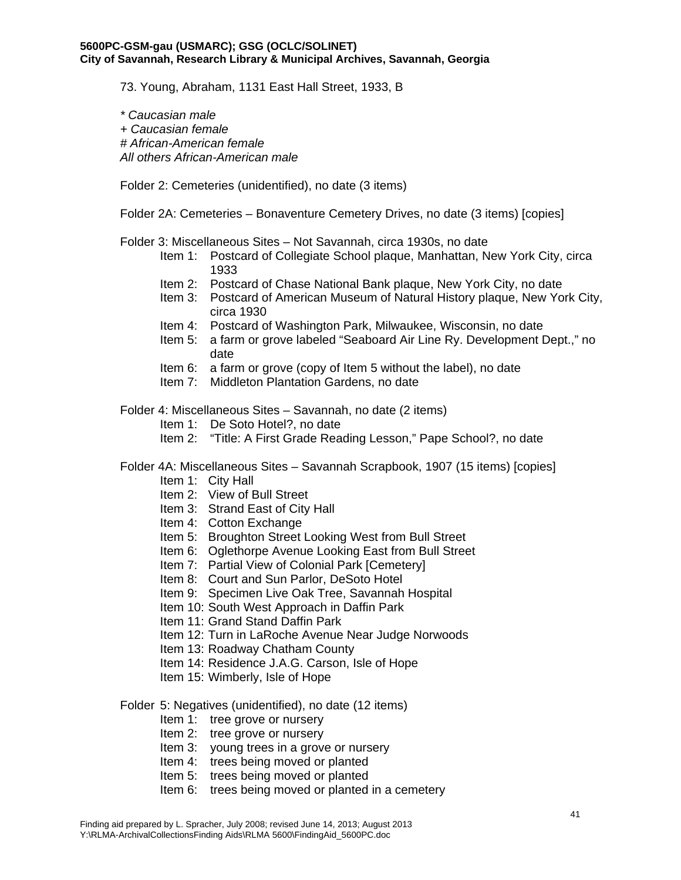73. Young, Abraham, 1131 East Hall Street, 1933, B

*\* Caucasian male*
*+ Caucasian female*
*# African-American female*
*All others African-American male*

Folder 2: Cemeteries (unidentified), no date (3 items)

Folder 2A: Cemeteries – Bonaventure Cemetery Drives, no date (3 items) [copies]

Folder 3: Miscellaneous Sites – Not Savannah, circa 1930s, no date

- Item 1: Postcard of Collegiate School plaque, Manhattan, New York City, circa 1933
- Item 2: Postcard of Chase National Bank plaque, New York City, no date
- Item 3: Postcard of American Museum of Natural History plaque, New York City, circa 1930
- Item 4: Postcard of Washington Park, Milwaukee, Wisconsin, no date
- Item 5: a farm or grove labeled "Seaboard Air Line Ry. Development Dept.," no date
- Item 6: a farm or grove (copy of Item 5 without the label), no date
- Item 7: Middleton Plantation Gardens, no date

Folder 4: Miscellaneous Sites – Savannah, no date (2 items)

- Item 1: De Soto Hotel?, no date
- Item 2: "Title: A First Grade Reading Lesson," Pape School?, no date

Folder 4A: Miscellaneous Sites – Savannah Scrapbook, 1907 (15 items) [copies]

- Item 1: City Hall
- Item 2: View of Bull Street
- Item 3: Strand East of City Hall
- Item 4: Cotton Exchange
- Item 5: Broughton Street Looking West from Bull Street
- Item 6: Oglethorpe Avenue Looking East from Bull Street
- Item 7: Partial View of Colonial Park [Cemetery]
- Item 8: Court and Sun Parlor, DeSoto Hotel
- Item 9: Specimen Live Oak Tree, Savannah Hospital
- Item 10: South West Approach in Daffin Park
- Item 11: Grand Stand Daffin Park
- Item 12: Turn in LaRoche Avenue Near Judge Norwoods
- Item 13: Roadway Chatham County
- Item 14: Residence J.A.G. Carson, Isle of Hope
- Item 15: Wimberly, Isle of Hope

Folder 5: Negatives (unidentified), no date (12 items)

- Item 1: tree grove or nursery
- Item 2: tree grove or nursery
- Item 3: young trees in a grove or nursery
- Item 4: trees being moved or planted
- Item 5: trees being moved or planted
- Item 6: trees being moved or planted in a cemetery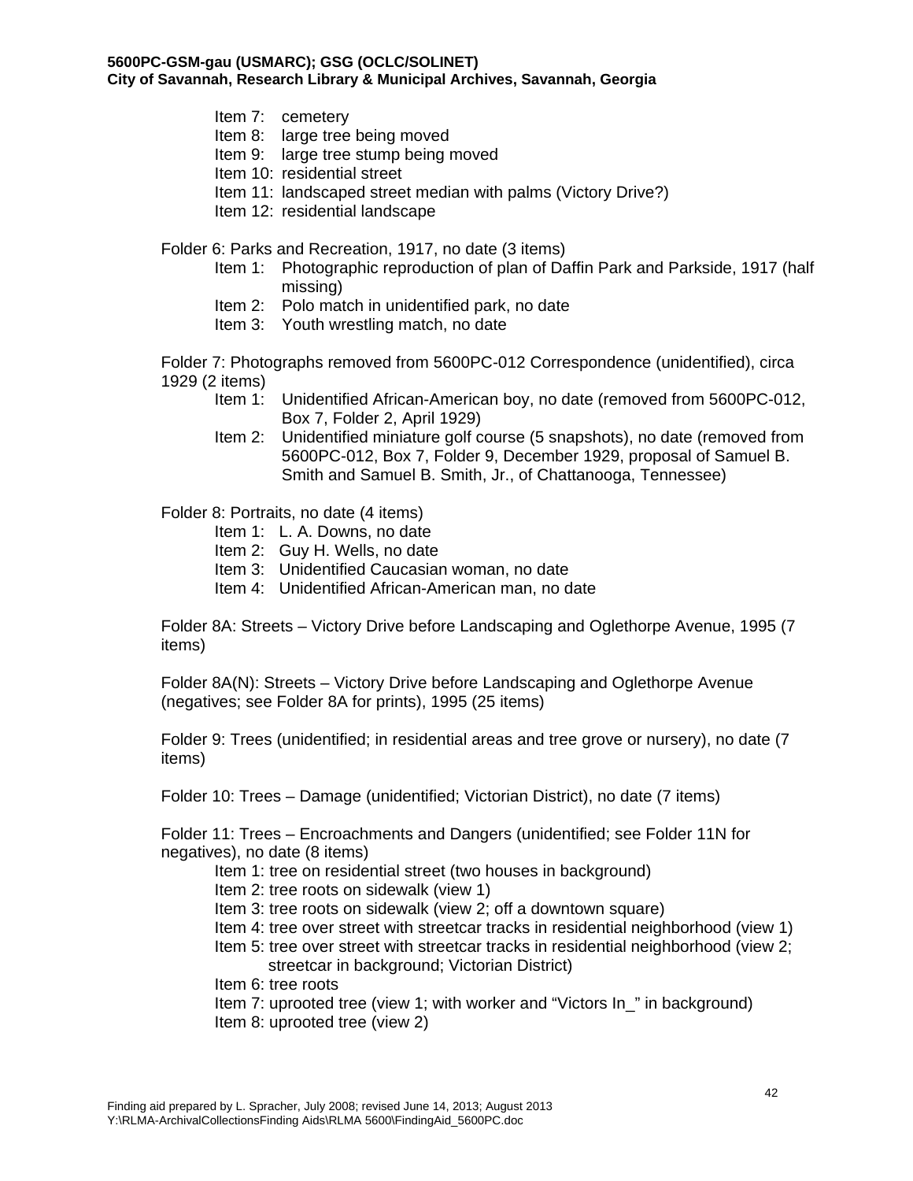Item 7: cemetery
Item 8: large tree being moved
Item 9: large tree stump being moved
Item 10: residential street
Item 11: landscaped street median with palms (Victory Drive?)
Item 12: residential landscape

Folder 6: Parks and Recreation, 1917, no date (3 items)
- Item 1: Photographic reproduction of plan of Daffin Park and Parkside, 1917 (half missing)
- Item 2: Polo match in unidentified park, no date
- Item 3: Youth wrestling match, no date

Folder 7: Photographs removed from 5600PC-012 Correspondence (unidentified), circa 1929 (2 items)
- Item 1: Unidentified African-American boy, no date (removed from 5600PC-012, Box 7, Folder 2, April 1929)
- Item 2: Unidentified miniature golf course (5 snapshots), no date (removed from 5600PC-012, Box 7, Folder 9, December 1929, proposal of Samuel B. Smith and Samuel B. Smith, Jr., of Chattanooga, Tennessee)

Folder 8: Portraits, no date (4 items)
- Item 1: L. A. Downs, no date
- Item 2: Guy H. Wells, no date
- Item 3: Unidentified Caucasian woman, no date
- Item 4: Unidentified African-American man, no date

Folder 8A: Streets – Victory Drive before Landscaping and Oglethorpe Avenue, 1995 (7 items)

Folder 8A(N): Streets – Victory Drive before Landscaping and Oglethorpe Avenue (negatives; see Folder 8A for prints), 1995 (25 items)

Folder 9: Trees (unidentified; in residential areas and tree grove or nursery), no date (7 items)

Folder 10: Trees – Damage (unidentified; Victorian District), no date (7 items)

Folder 11: Trees – Encroachments and Dangers (unidentified; see Folder 11N for negatives), no date (8 items)
- Item 1: tree on residential street (two houses in background)
- Item 2: tree roots on sidewalk (view 1)
- Item 3: tree roots on sidewalk (view 2; off a downtown square)
- Item 4: tree over street with streetcar tracks in residential neighborhood (view 1)
- Item 5: tree over street with streetcar tracks in residential neighborhood (view 2; streetcar in background; Victorian District)
- Item 6: tree roots
- Item 7: uprooted tree (view 1; with worker and "Victors In_" in background)
- Item 8: uprooted tree (view 2)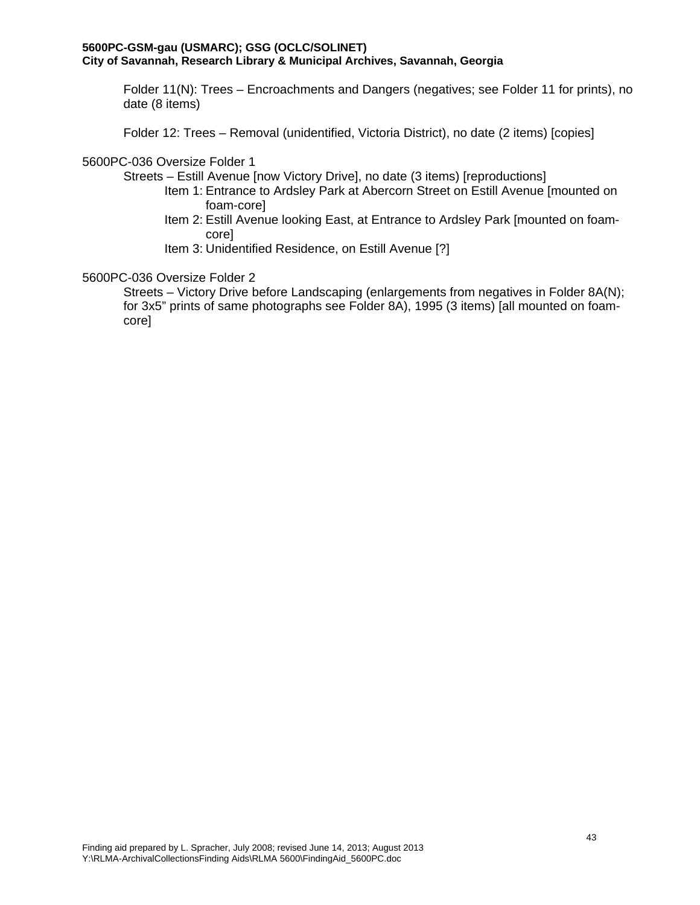Folder 11(N): Trees – Encroachments and Dangers (negatives; see Folder 11 for prints), no date (8 items)

Folder 12: Trees – Removal (unidentified, Victoria District), no date (2 items) [copies]

5600PC-036 Oversize Folder 1

Streets – Estill Avenue [now Victory Drive], no date (3 items) [reproductions]

- Item 1: Entrance to Ardsley Park at Abercorn Street on Estill Avenue [mounted on foam-core]
- Item 2: Estill Avenue looking East, at Entrance to Ardsley Park [mounted on foam-core]
- Item 3: Unidentified Residence, on Estill Avenue [?]

5600PC-036 Oversize Folder 2

Streets – Victory Drive before Landscaping (enlargements from negatives in Folder 8A(N); for 3x5" prints of same photographs see Folder 8A), 1995 (3 items) [all mounted on foam-core]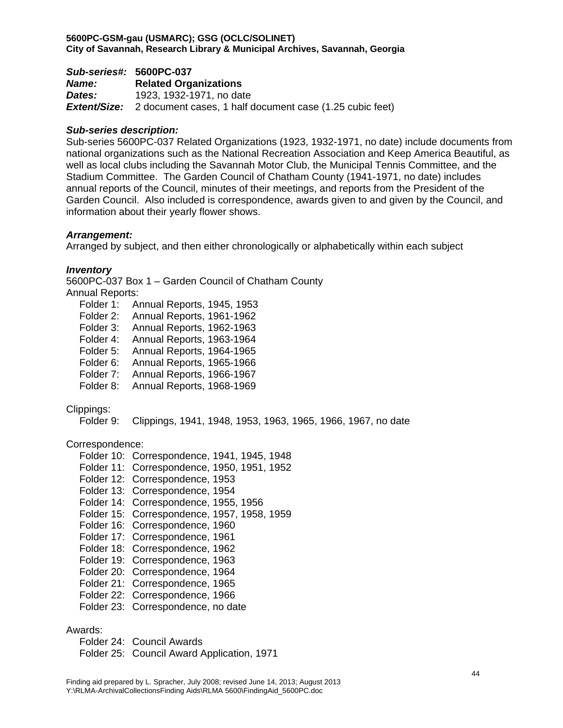**5600PC-GSM-gau (USMARC); GSG (OCLC/SOLINET)**
**City of Savannah, Research Library & Municipal Archives, Savannah, Georgia**

***Sub-series#:*** **5600PC-037**
***Name:*** **Related Organizations**
***Dates:*** 1923, 1932-1971, no date
***Extent/Size:*** 2 document cases, 1 half document case (1.25 cubic feet)

***Sub-series description:***
Sub-series 5600PC-037 Related Organizations (1923, 1932-1971, no date) include documents from national organizations such as the National Recreation Association and Keep America Beautiful, as well as local clubs including the Savannah Motor Club, the Municipal Tennis Committee, and the Stadium Committee. The Garden Council of Chatham County (1941-1971, no date) includes annual reports of the Council, minutes of their meetings, and reports from the President of the Garden Council. Also included is correspondence, awards given to and given by the Council, and information about their yearly flower shows.

***Arrangement:***
Arranged by subject, and then either chronologically or alphabetically within each subject

***Inventory***
5600PC-037 Box 1 – Garden Council of Chatham County
Annual Reports:
- Folder 1: Annual Reports, 1945, 1953
- Folder 2: Annual Reports, 1961-1962
- Folder 3: Annual Reports, 1962-1963
- Folder 4: Annual Reports, 1963-1964
- Folder 5: Annual Reports, 1964-1965
- Folder 6: Annual Reports, 1965-1966
- Folder 7: Annual Reports, 1966-1967
- Folder 8: Annual Reports, 1968-1969

Clippings:
- Folder 9: Clippings, 1941, 1948, 1953, 1963, 1965, 1966, 1967, no date

Correspondence:
- Folder 10: Correspondence, 1941, 1945, 1948
- Folder 11: Correspondence, 1950, 1951, 1952
- Folder 12: Correspondence, 1953
- Folder 13: Correspondence, 1954
- Folder 14: Correspondence, 1955, 1956
- Folder 15: Correspondence, 1957, 1958, 1959
- Folder 16: Correspondence, 1960
- Folder 17: Correspondence, 1961
- Folder 18: Correspondence, 1962
- Folder 19: Correspondence, 1963
- Folder 20: Correspondence, 1964
- Folder 21: Correspondence, 1965
- Folder 22: Correspondence, 1966
- Folder 23: Correspondence, no date

Awards:
- Folder 24: Council Awards
- Folder 25: Council Award Application, 1971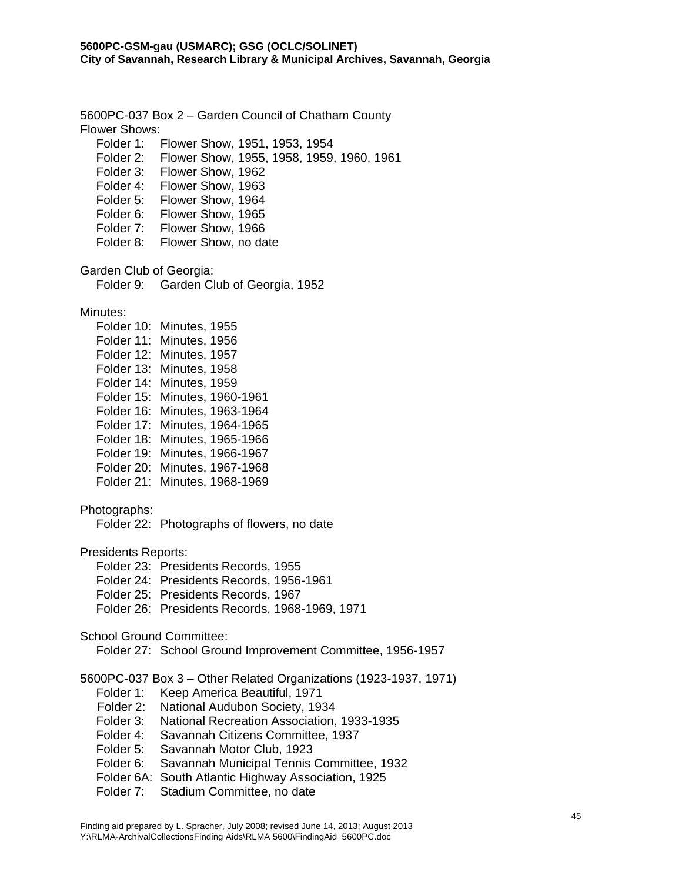5600PC-037 Box 2 – Garden Council of Chatham County

Flower Shows:

- Folder 1: Flower Show, 1951, 1953, 1954
- Folder 2: Flower Show, 1955, 1958, 1959, 1960, 1961
- Folder 3: Flower Show, 1962
- Folder 4: Flower Show, 1963
- Folder 5: Flower Show, 1964
- Folder 6: Flower Show, 1965
- Folder 7: Flower Show, 1966
- Folder 8: Flower Show, no date

Garden Club of Georgia:

- Folder 9: Garden Club of Georgia, 1952

Minutes:

- Folder 10: Minutes, 1955
- Folder 11: Minutes, 1956
- Folder 12: Minutes, 1957
- Folder 13: Minutes, 1958
- Folder 14: Minutes, 1959
- Folder 15: Minutes, 1960-1961
- Folder 16: Minutes, 1963-1964
- Folder 17: Minutes, 1964-1965
- Folder 18: Minutes, 1965-1966
- Folder 19: Minutes, 1966-1967
- Folder 20: Minutes, 1967-1968
- Folder 21: Minutes, 1968-1969

Photographs:

- Folder 22: Photographs of flowers, no date

Presidents Reports:

- Folder 23: Presidents Records, 1955
- Folder 24: Presidents Records, 1956-1961
- Folder 25: Presidents Records, 1967
- Folder 26: Presidents Records, 1968-1969, 1971

School Ground Committee:

- Folder 27: School Ground Improvement Committee, 1956-1957

5600PC-037 Box 3 – Other Related Organizations (1923-1937, 1971)

- Folder 1: Keep America Beautiful, 1971
- Folder 2: National Audubon Society, 1934
- Folder 3: National Recreation Association, 1933-1935
- Folder 4: Savannah Citizens Committee, 1937
- Folder 5: Savannah Motor Club, 1923
- Folder 6: Savannah Municipal Tennis Committee, 1932
- Folder 6A: South Atlantic Highway Association, 1925
- Folder 7: Stadium Committee, no date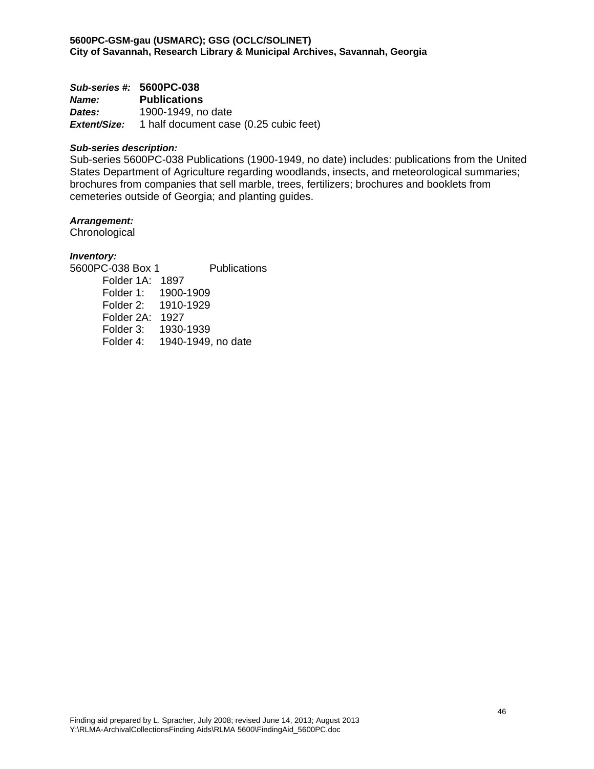**5600PC-GSM-gau (USMARC); GSG (OCLC/SOLINET)**
**City of Savannah, Research Library & Municipal Archives, Savannah, Georgia**

***Sub-series #:*** **5600PC-038**
***Name:*** **Publications**
***Dates:*** 1900-1949, no date
***Extent/Size:*** 1 half document case (0.25 cubic feet)

***Sub-series description:***
Sub-series 5600PC-038 Publications (1900-1949, no date) includes: publications from the United States Department of Agriculture regarding woodlands, insects, and meteorological summaries; brochures from companies that sell marble, trees, fertilizers; brochures and booklets from cemeteries outside of Georgia; and planting guides.

***Arrangement:***
Chronological

***Inventory:***
5600PC-038 Box 1 Publications

- Folder 1A: 1897
- Folder 1: 1900-1909
- Folder 2: 1910-1929
- Folder 2A: 1927
- Folder 3: 1930-1939
- Folder 4: 1940-1949, no date

Finding aid prepared by L. Spracher, July 2008; revised June 14, 2013; August 2013
Y:\RLMA-ArchivalCollectionsFinding Aids\RLMA 5600\FindingAid_5600PC.doc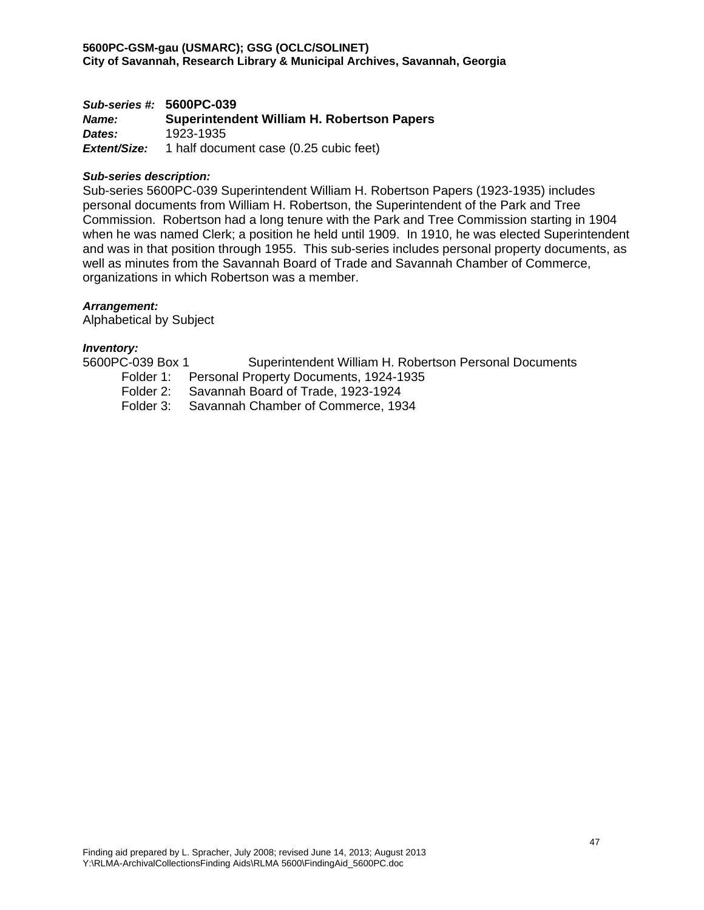**5600PC-GSM-gau (USMARC); GSG (OCLC/SOLINET)**
**City of Savannah, Research Library & Municipal Archives, Savannah, Georgia**

***Sub-series #:*** **5600PC-039**
***Name:*** **Superintendent William H. Robertson Papers**
***Dates:*** 1923-1935
***Extent/Size:*** 1 half document case (0.25 cubic feet)

***Sub-series description:***
Sub-series 5600PC-039 Superintendent William H. Robertson Papers (1923-1935) includes personal documents from William H. Robertson, the Superintendent of the Park and Tree Commission. Robertson had a long tenure with the Park and Tree Commission starting in 1904 when he was named Clerk; a position he held until 1909. In 1910, he was elected Superintendent and was in that position through 1955. This sub-series includes personal property documents, as well as minutes from the Savannah Board of Trade and Savannah Chamber of Commerce, organizations in which Robertson was a member.

***Arrangement:***
Alphabetical by Subject

***Inventory:***
5600PC-039 Box 1 Superintendent William H. Robertson Personal Documents
- Folder 1: Personal Property Documents, 1924-1935
- Folder 2: Savannah Board of Trade, 1923-1924
- Folder 3: Savannah Chamber of Commerce, 1934

Finding aid prepared by L. Spracher, July 2008; revised June 14, 2013; August 2013
Y:\RLMA-ArchivalCollectionsFinding Aids\RLMA 5600\FindingAid_5600PC.doc